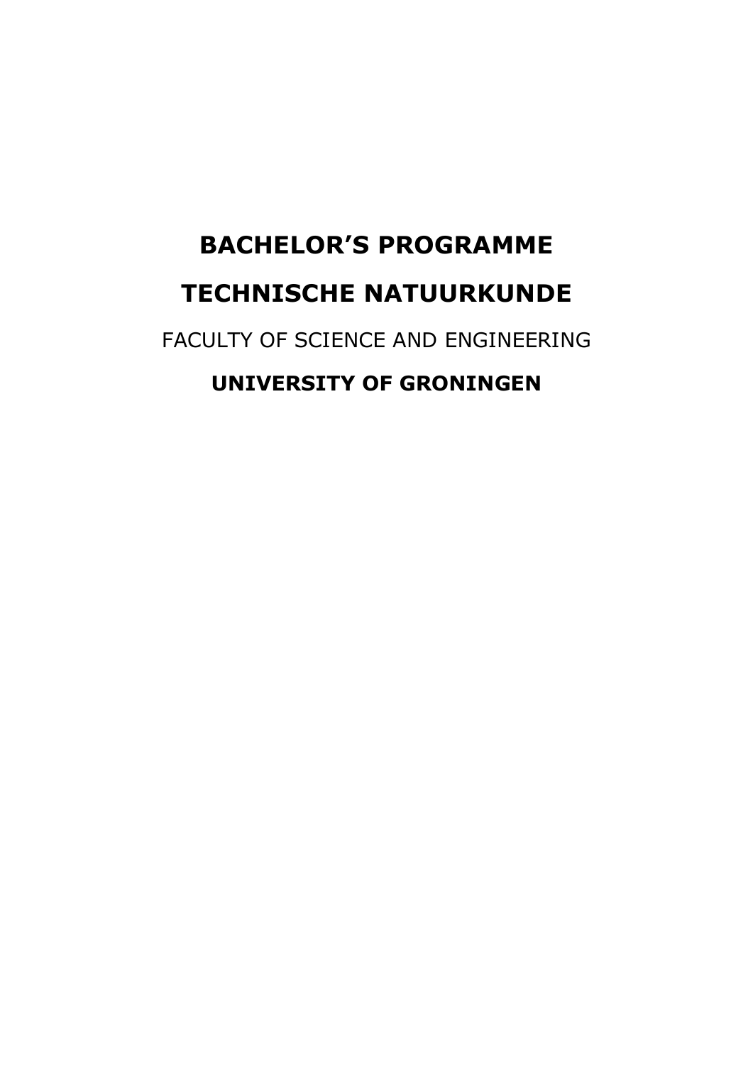# BACHELOR'S PROGRAMME

# TECHNISCHE NATUURKUNDE

FACULTY OF SCIENCE AND ENGINEERING

**UNIVERSITY OF GRONINGEN**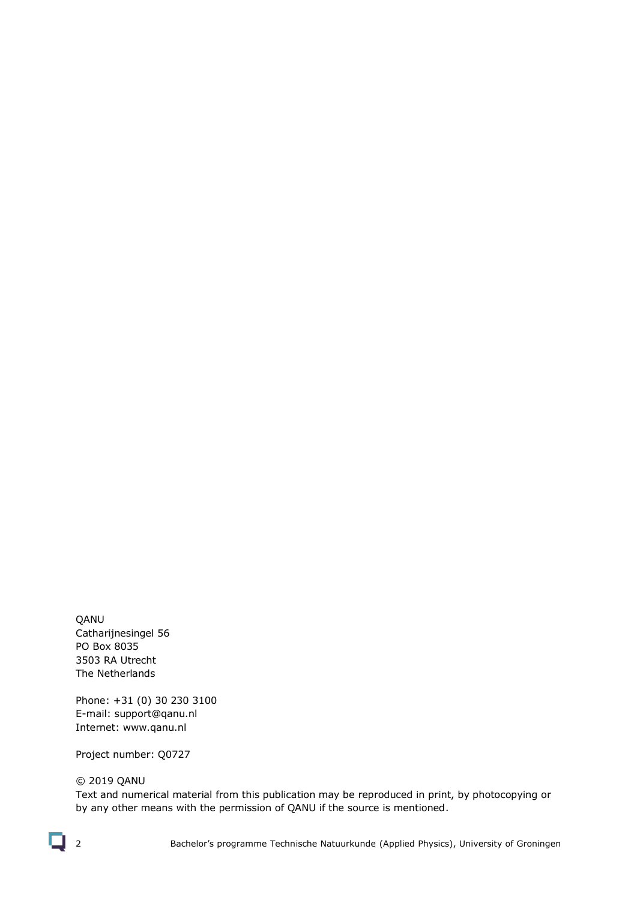QANU
Catharijnesingel 56
PO Box 8035
3503 RA Utrecht
The Netherlands

Phone: +31 (0) 30 230 3100
E-mail: support@qanu.nl
Internet: www.qanu.nl

Project number: Q0727

© 2019 QANU
Text and numerical material from this publication may be reproduced in print, by photocopying or by any other means with the permission of QANU if the source is mentioned.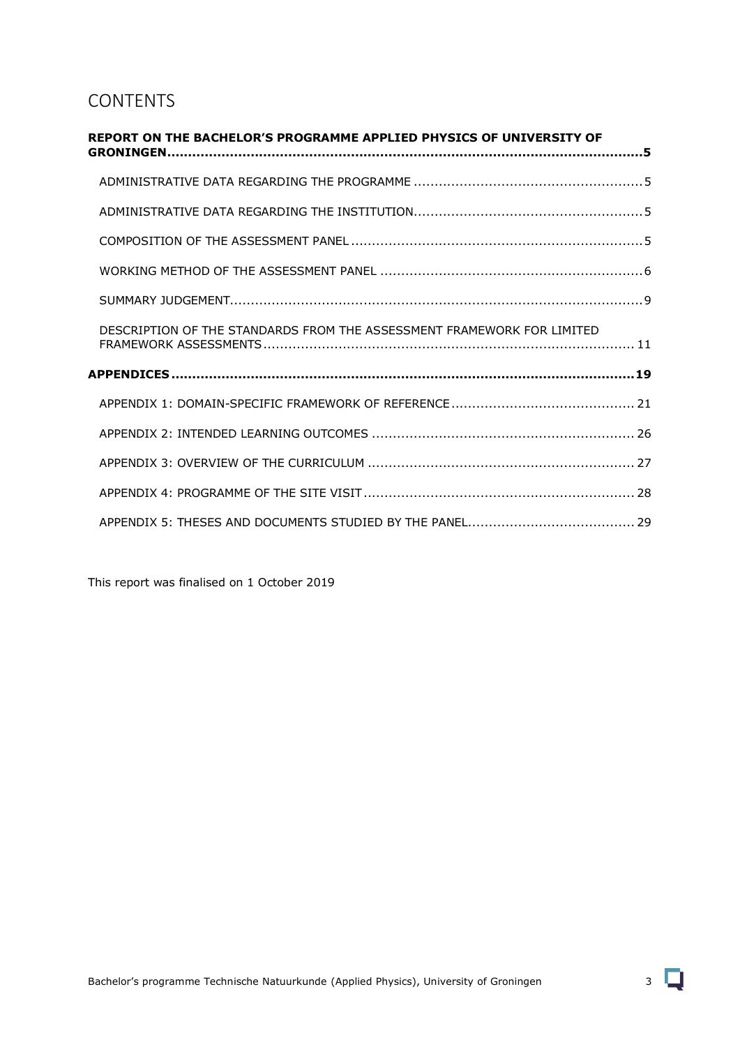# CONTENTS

**REPORT ON THE BACHELOR'S PROGRAMME APPLIED PHYSICS OF UNIVERSITY OF GRONINGEN ....... 5**

- ADMINISTRATIVE DATA REGARDING THE PROGRAMME ....... 5
- ADMINISTRATIVE DATA REGARDING THE INSTITUTION ....... 5
- COMPOSITION OF THE ASSESSMENT PANEL ....... 5
- WORKING METHOD OF THE ASSESSMENT PANEL ....... 6
- SUMMARY JUDGEMENT ....... 9
- DESCRIPTION OF THE STANDARDS FROM THE ASSESSMENT FRAMEWORK FOR LIMITED FRAMEWORK ASSESSMENTS ....... 11

**APPENDICES ....... 19**

- APPENDIX 1: DOMAIN-SPECIFIC FRAMEWORK OF REFERENCE ....... 21
- APPENDIX 2: INTENDED LEARNING OUTCOMES ....... 26
- APPENDIX 3: OVERVIEW OF THE CURRICULUM ....... 27
- APPENDIX 4: PROGRAMME OF THE SITE VISIT ....... 28
- APPENDIX 5: THESES AND DOCUMENTS STUDIED BY THE PANEL ....... 29

This report was finalised on 1 October 2019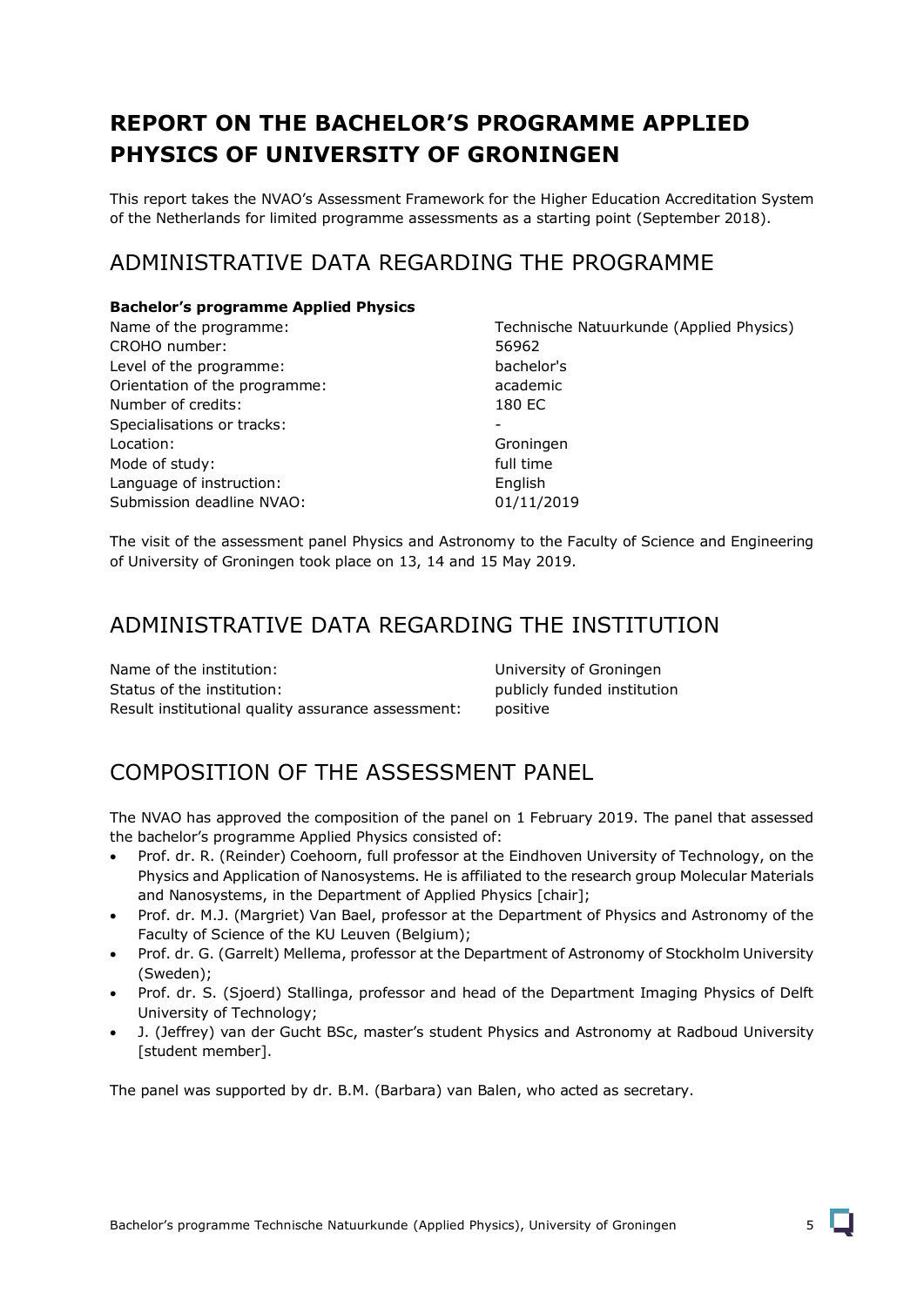# REPORT ON THE BACHELOR'S PROGRAMME APPLIED PHYSICS OF UNIVERSITY OF GRONINGEN

This report takes the NVAO's Assessment Framework for the Higher Education Accreditation System of the Netherlands for limited programme assessments as a starting point (September 2018).

## ADMINISTRATIVE DATA REGARDING THE PROGRAMME

**Bachelor's programme Applied Physics**

| | |
|---|---|
| Name of the programme: | Technische Natuurkunde (Applied Physics) |
| CROHO number: | 56962 |
| Level of the programme: | bachelor's |
| Orientation of the programme: | academic |
| Number of credits: | 180 EC |
| Specialisations or tracks: | - |
| Location: | Groningen |
| Mode of study: | full time |
| Language of instruction: | English |
| Submission deadline NVAO: | 01/11/2019 |

The visit of the assessment panel Physics and Astronomy to the Faculty of Science and Engineering of University of Groningen took place on 13, 14 and 15 May 2019.

## ADMINISTRATIVE DATA REGARDING THE INSTITUTION

| | |
|---|---|
| Name of the institution: | University of Groningen |
| Status of the institution: | publicly funded institution |
| Result institutional quality assurance assessment: | positive |

## COMPOSITION OF THE ASSESSMENT PANEL

The NVAO has approved the composition of the panel on 1 February 2019. The panel that assessed the bachelor's programme Applied Physics consisted of:

- Prof. dr. R. (Reinder) Coehoorn, full professor at the Eindhoven University of Technology, on the Physics and Application of Nanosystems. He is affiliated to the research group Molecular Materials and Nanosystems, in the Department of Applied Physics [chair];
- Prof. dr. M.J. (Margriet) Van Bael, professor at the Department of Physics and Astronomy of the Faculty of Science of the KU Leuven (Belgium);
- Prof. dr. G. (Garrelt) Mellema, professor at the Department of Astronomy of Stockholm University (Sweden);
- Prof. dr. S. (Sjoerd) Stallinga, professor and head of the Department Imaging Physics of Delft University of Technology;
- J. (Jeffrey) van der Gucht BSc, master's student Physics and Astronomy at Radboud University [student member].

The panel was supported by dr. B.M. (Barbara) van Balen, who acted as secretary.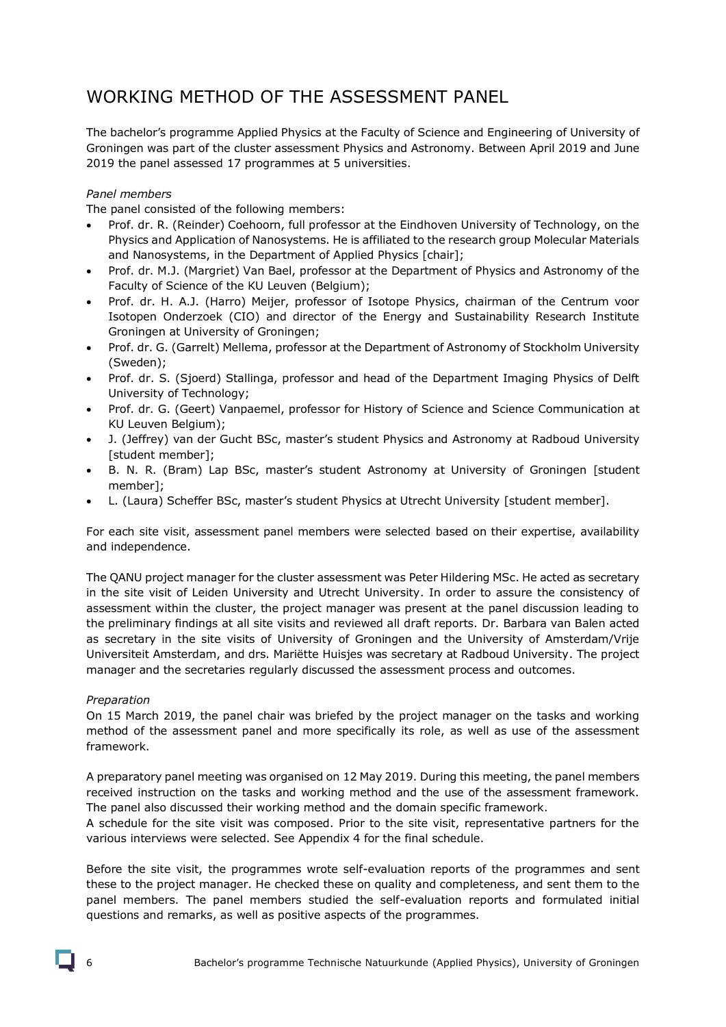# WORKING METHOD OF THE ASSESSMENT PANEL

The bachelor's programme Applied Physics at the Faculty of Science and Engineering of University of Groningen was part of the cluster assessment Physics and Astronomy. Between April 2019 and June 2019 the panel assessed 17 programmes at 5 universities.

*Panel members*

The panel consisted of the following members:

- Prof. dr. R. (Reinder) Coehoorn, full professor at the Eindhoven University of Technology, on the Physics and Application of Nanosystems. He is affiliated to the research group Molecular Materials and Nanosystems, in the Department of Applied Physics [chair];
- Prof. dr. M.J. (Margriet) Van Bael, professor at the Department of Physics and Astronomy of the Faculty of Science of the KU Leuven (Belgium);
- Prof. dr. H. A.J. (Harro) Meijer, professor of Isotope Physics, chairman of the Centrum voor Isotopen Onderzoek (CIO) and director of the Energy and Sustainability Research Institute Groningen at University of Groningen;
- Prof. dr. G. (Garrelt) Mellema, professor at the Department of Astronomy of Stockholm University (Sweden);
- Prof. dr. S. (Sjoerd) Stallinga, professor and head of the Department Imaging Physics of Delft University of Technology;
- Prof. dr. G. (Geert) Vanpaemel, professor for History of Science and Science Communication at KU Leuven Belgium);
- J. (Jeffrey) van der Gucht BSc, master's student Physics and Astronomy at Radboud University [student member];
- B. N. R. (Bram) Lap BSc, master's student Astronomy at University of Groningen [student member];
- L. (Laura) Scheffer BSc, master's student Physics at Utrecht University [student member].

For each site visit, assessment panel members were selected based on their expertise, availability and independence.

The QANU project manager for the cluster assessment was Peter Hildering MSc. He acted as secretary in the site visit of Leiden University and Utrecht University. In order to assure the consistency of assessment within the cluster, the project manager was present at the panel discussion leading to the preliminary findings at all site visits and reviewed all draft reports. Dr. Barbara van Balen acted as secretary in the site visits of University of Groningen and the University of Amsterdam/Vrije Universiteit Amsterdam, and drs. Mariëtte Huisjes was secretary at Radboud University. The project manager and the secretaries regularly discussed the assessment process and outcomes.

*Preparation*

On 15 March 2019, the panel chair was briefed by the project manager on the tasks and working method of the assessment panel and more specifically its role, as well as use of the assessment framework.

A preparatory panel meeting was organised on 12 May 2019. During this meeting, the panel members received instruction on the tasks and working method and the use of the assessment framework. The panel also discussed their working method and the domain specific framework.

A schedule for the site visit was composed. Prior to the site visit, representative partners for the various interviews were selected. See Appendix 4 for the final schedule.

Before the site visit, the programmes wrote self-evaluation reports of the programmes and sent these to the project manager. He checked these on quality and completeness, and sent them to the panel members. The panel members studied the self-evaluation reports and formulated initial questions and remarks, as well as positive aspects of the programmes.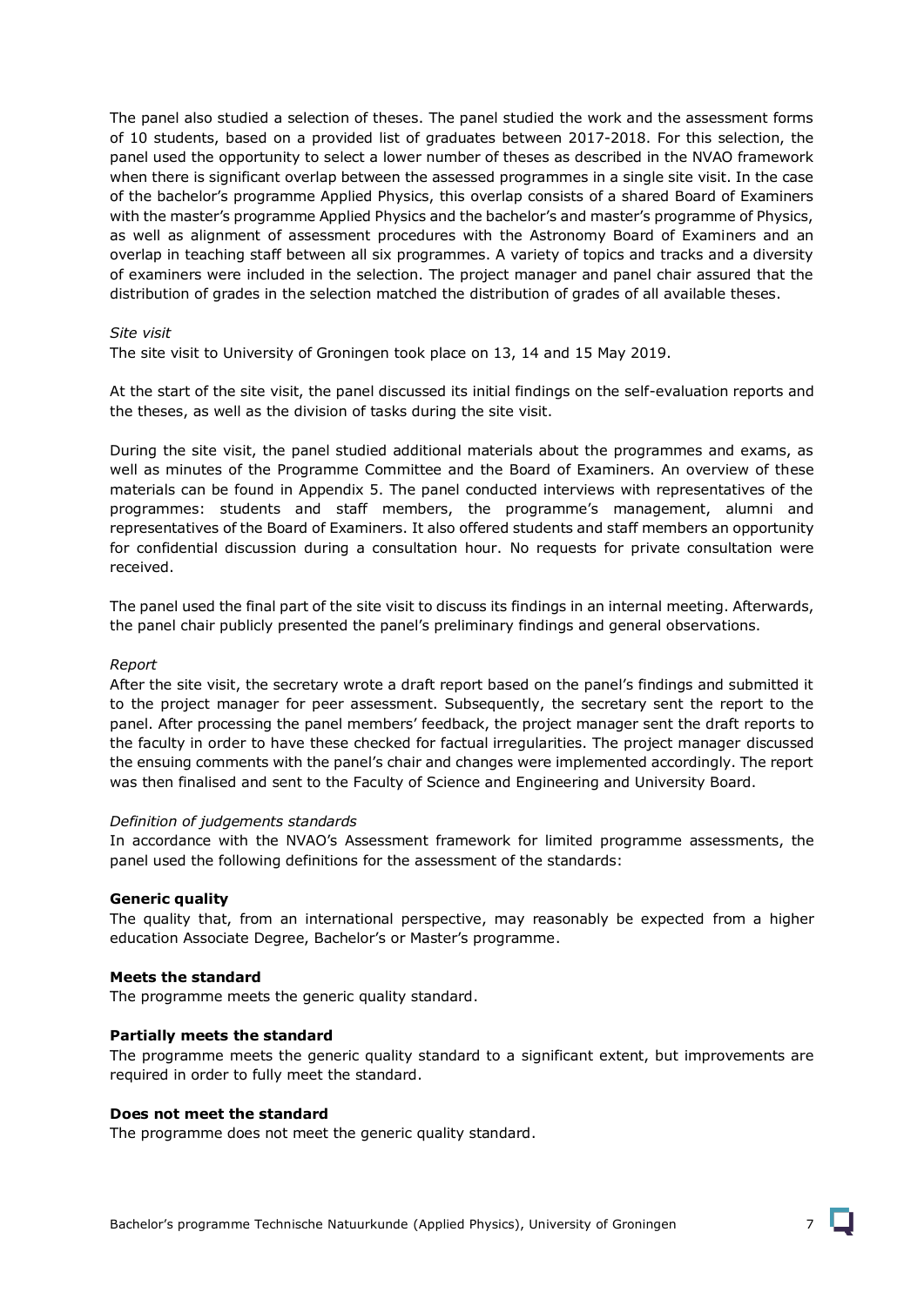The panel also studied a selection of theses. The panel studied the work and the assessment forms of 10 students, based on a provided list of graduates between 2017-2018. For this selection, the panel used the opportunity to select a lower number of theses as described in the NVAO framework when there is significant overlap between the assessed programmes in a single site visit. In the case of the bachelor's programme Applied Physics, this overlap consists of a shared Board of Examiners with the master's programme Applied Physics and the bachelor's and master's programme of Physics, as well as alignment of assessment procedures with the Astronomy Board of Examiners and an overlap in teaching staff between all six programmes. A variety of topics and tracks and a diversity of examiners were included in the selection. The project manager and panel chair assured that the distribution of grades in the selection matched the distribution of grades of all available theses.

*Site visit*

The site visit to University of Groningen took place on 13, 14 and 15 May 2019.

At the start of the site visit, the panel discussed its initial findings on the self-evaluation reports and the theses, as well as the division of tasks during the site visit.

During the site visit, the panel studied additional materials about the programmes and exams, as well as minutes of the Programme Committee and the Board of Examiners. An overview of these materials can be found in Appendix 5. The panel conducted interviews with representatives of the programmes: students and staff members, the programme's management, alumni and representatives of the Board of Examiners. It also offered students and staff members an opportunity for confidential discussion during a consultation hour. No requests for private consultation were received.

The panel used the final part of the site visit to discuss its findings in an internal meeting. Afterwards, the panel chair publicly presented the panel's preliminary findings and general observations.

*Report*

After the site visit, the secretary wrote a draft report based on the panel's findings and submitted it to the project manager for peer assessment. Subsequently, the secretary sent the report to the panel. After processing the panel members' feedback, the project manager sent the draft reports to the faculty in order to have these checked for factual irregularities. The project manager discussed the ensuing comments with the panel's chair and changes were implemented accordingly. The report was then finalised and sent to the Faculty of Science and Engineering and University Board.

*Definition of judgements standards*

In accordance with the NVAO's Assessment framework for limited programme assessments, the panel used the following definitions for the assessment of the standards:

**Generic quality**

The quality that, from an international perspective, may reasonably be expected from a higher education Associate Degree, Bachelor's or Master's programme.

**Meets the standard**

The programme meets the generic quality standard.

**Partially meets the standard**

The programme meets the generic quality standard to a significant extent, but improvements are required in order to fully meet the standard.

**Does not meet the standard**

The programme does not meet the generic quality standard.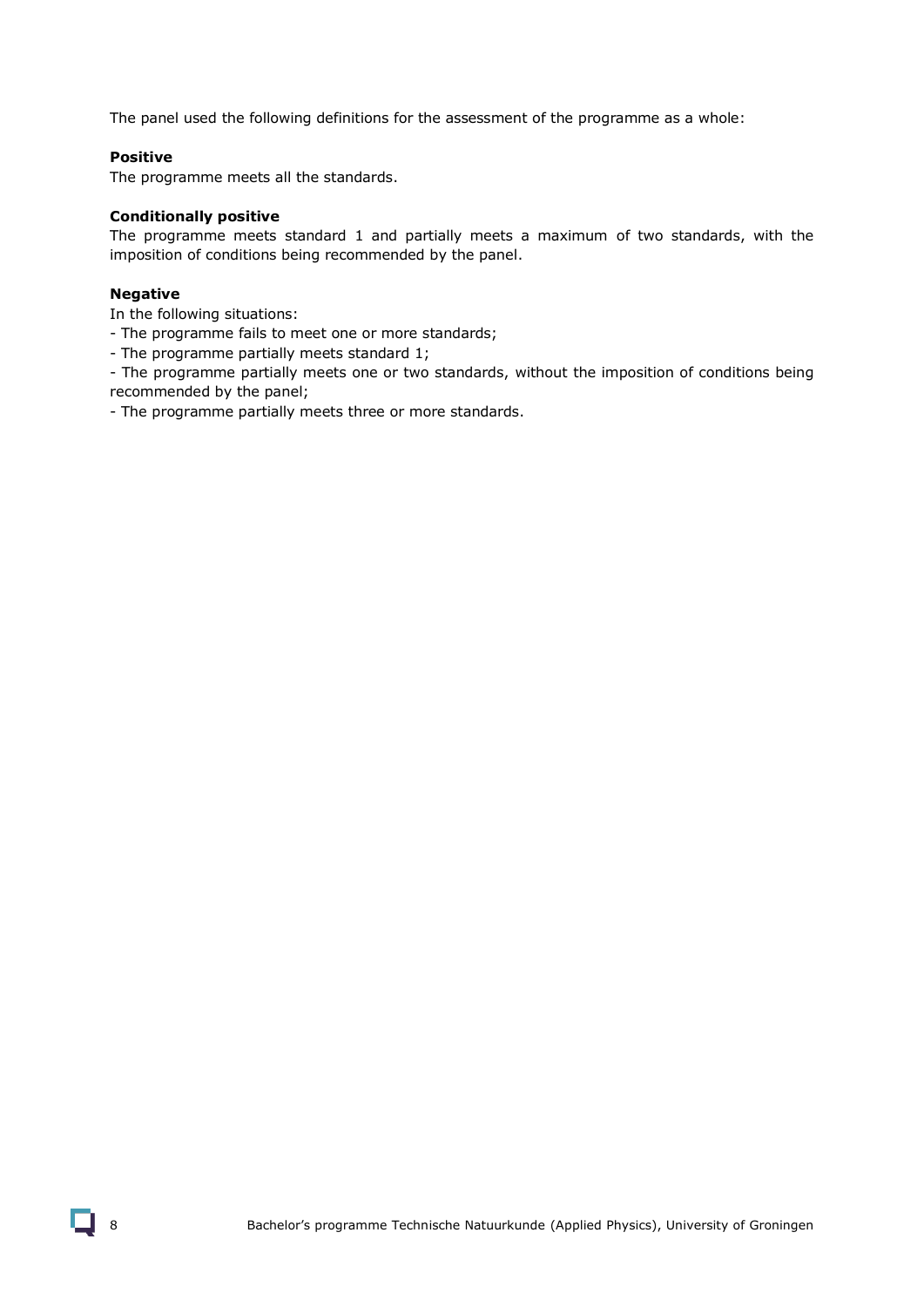The panel used the following definitions for the assessment of the programme as a whole:

**Positive**

The programme meets all the standards.

**Conditionally positive**

The programme meets standard 1 and partially meets a maximum of two standards, with the imposition of conditions being recommended by the panel.

**Negative**

In the following situations:

- The programme fails to meet one or more standards;
- The programme partially meets standard 1;
- The programme partially meets one or two standards, without the imposition of conditions being recommended by the panel;
- The programme partially meets three or more standards.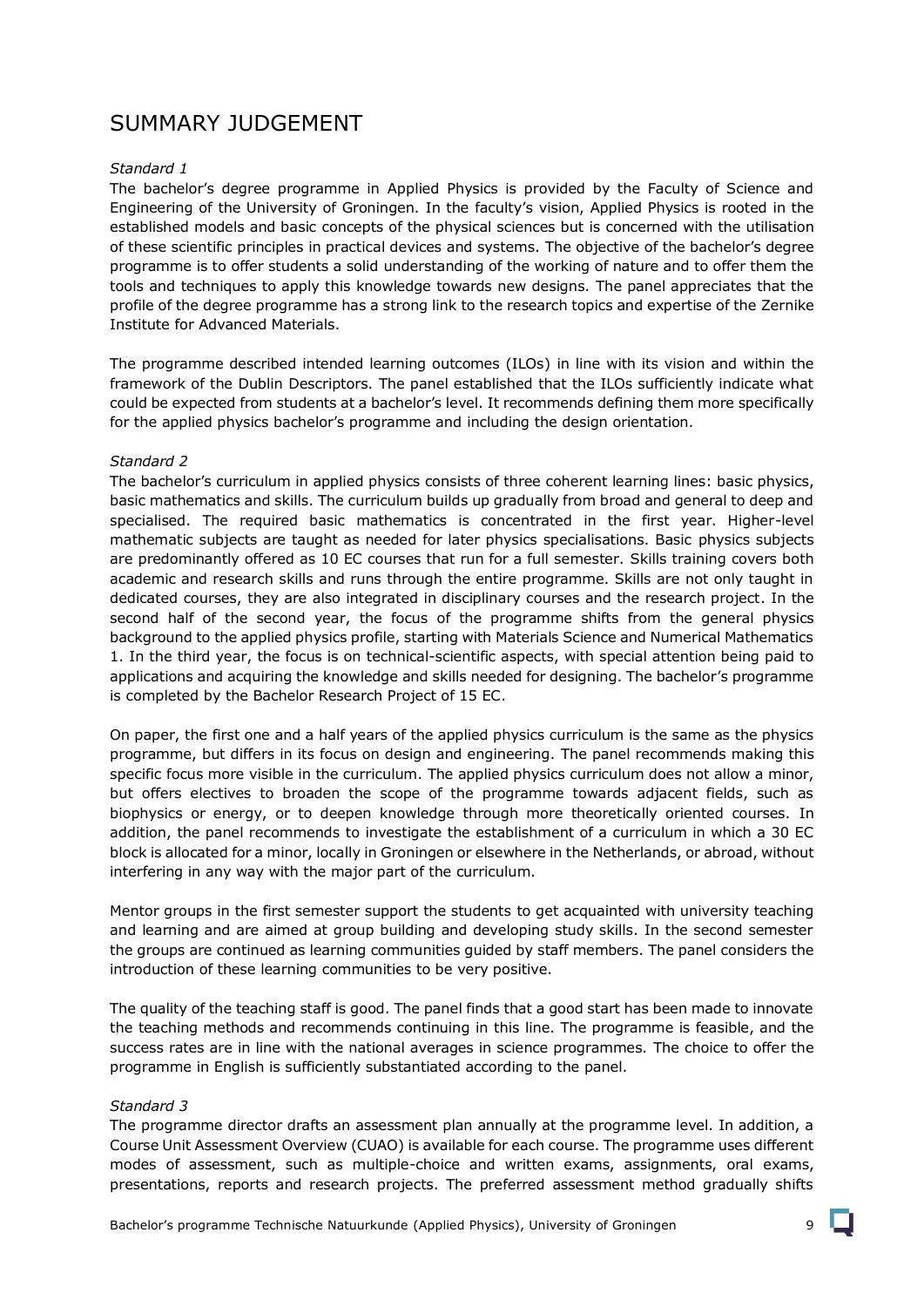# SUMMARY JUDGEMENT

*Standard 1*

The bachelor's degree programme in Applied Physics is provided by the Faculty of Science and Engineering of the University of Groningen. In the faculty's vision, Applied Physics is rooted in the established models and basic concepts of the physical sciences but is concerned with the utilisation of these scientific principles in practical devices and systems. The objective of the bachelor's degree programme is to offer students a solid understanding of the working of nature and to offer them the tools and techniques to apply this knowledge towards new designs. The panel appreciates that the profile of the degree programme has a strong link to the research topics and expertise of the Zernike Institute for Advanced Materials.

The programme described intended learning outcomes (ILOs) in line with its vision and within the framework of the Dublin Descriptors. The panel established that the ILOs sufficiently indicate what could be expected from students at a bachelor's level. It recommends defining them more specifically for the applied physics bachelor's programme and including the design orientation.

*Standard 2*

The bachelor's curriculum in applied physics consists of three coherent learning lines: basic physics, basic mathematics and skills. The curriculum builds up gradually from broad and general to deep and specialised. The required basic mathematics is concentrated in the first year. Higher-level mathematic subjects are taught as needed for later physics specialisations. Basic physics subjects are predominantly offered as 10 EC courses that run for a full semester. Skills training covers both academic and research skills and runs through the entire programme. Skills are not only taught in dedicated courses, they are also integrated in disciplinary courses and the research project. In the second half of the second year, the focus of the programme shifts from the general physics background to the applied physics profile, starting with Materials Science and Numerical Mathematics 1. In the third year, the focus is on technical-scientific aspects, with special attention being paid to applications and acquiring the knowledge and skills needed for designing. The bachelor's programme is completed by the Bachelor Research Project of 15 EC.

On paper, the first one and a half years of the applied physics curriculum is the same as the physics programme, but differs in its focus on design and engineering. The panel recommends making this specific focus more visible in the curriculum. The applied physics curriculum does not allow a minor, but offers electives to broaden the scope of the programme towards adjacent fields, such as biophysics or energy, or to deepen knowledge through more theoretically oriented courses. In addition, the panel recommends to investigate the establishment of a curriculum in which a 30 EC block is allocated for a minor, locally in Groningen or elsewhere in the Netherlands, or abroad, without interfering in any way with the major part of the curriculum.

Mentor groups in the first semester support the students to get acquainted with university teaching and learning and are aimed at group building and developing study skills. In the second semester the groups are continued as learning communities guided by staff members. The panel considers the introduction of these learning communities to be very positive.

The quality of the teaching staff is good. The panel finds that a good start has been made to innovate the teaching methods and recommends continuing in this line. The programme is feasible, and the success rates are in line with the national averages in science programmes. The choice to offer the programme in English is sufficiently substantiated according to the panel.

*Standard 3*

The programme director drafts an assessment plan annually at the programme level. In addition, a Course Unit Assessment Overview (CUAO) is available for each course. The programme uses different modes of assessment, such as multiple-choice and written exams, assignments, oral exams, presentations, reports and research projects. The preferred assessment method gradually shifts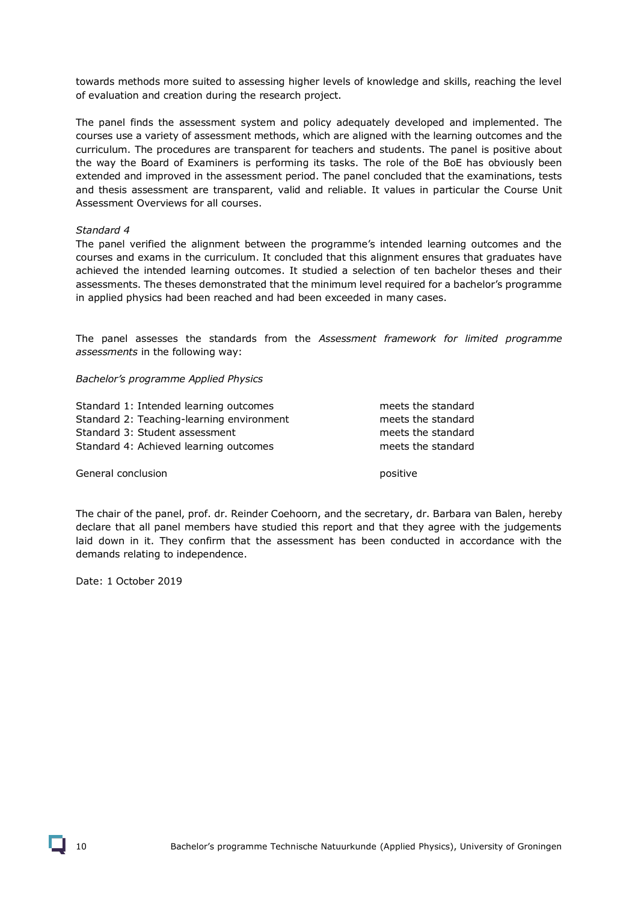towards methods more suited to assessing higher levels of knowledge and skills, reaching the level of evaluation and creation during the research project.

The panel finds the assessment system and policy adequately developed and implemented. The courses use a variety of assessment methods, which are aligned with the learning outcomes and the curriculum. The procedures are transparent for teachers and students. The panel is positive about the way the Board of Examiners is performing its tasks. The role of the BoE has obviously been extended and improved in the assessment period. The panel concluded that the examinations, tests and thesis assessment are transparent, valid and reliable. It values in particular the Course Unit Assessment Overviews for all courses.

*Standard 4*

The panel verified the alignment between the programme's intended learning outcomes and the courses and exams in the curriculum. It concluded that this alignment ensures that graduates have achieved the intended learning outcomes. It studied a selection of ten bachelor theses and their assessments. The theses demonstrated that the minimum level required for a bachelor's programme in applied physics had been reached and had been exceeded in many cases.

The panel assesses the standards from the *Assessment framework for limited programme assessments* in the following way:

*Bachelor's programme Applied Physics*

| | |
|---|---|
| Standard 1: Intended learning outcomes | meets the standard |
| Standard 2: Teaching-learning environment | meets the standard |
| Standard 3: Student assessment | meets the standard |
| Standard 4: Achieved learning outcomes | meets the standard |
| | |
| General conclusion | positive |

The chair of the panel, prof. dr. Reinder Coehoorn, and the secretary, dr. Barbara van Balen, hereby declare that all panel members have studied this report and that they agree with the judgements laid down in it. They confirm that the assessment has been conducted in accordance with the demands relating to independence.

Date: 1 October 2019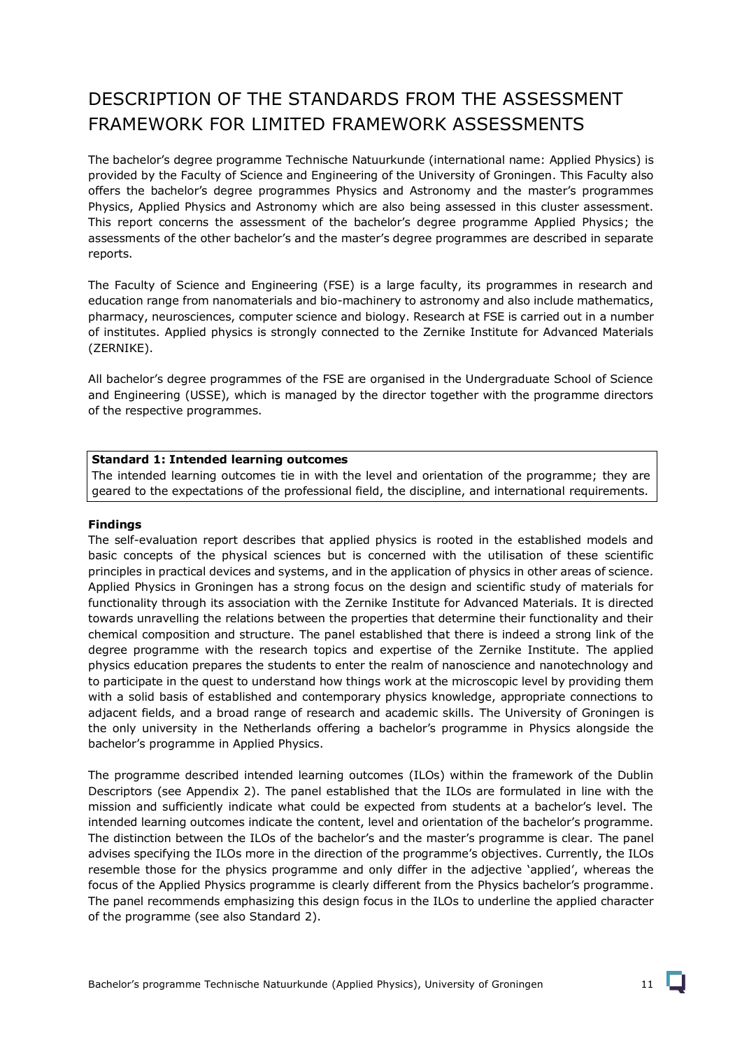# DESCRIPTION OF THE STANDARDS FROM THE ASSESSMENT FRAMEWORK FOR LIMITED FRAMEWORK ASSESSMENTS

The bachelor's degree programme Technische Natuurkunde (international name: Applied Physics) is provided by the Faculty of Science and Engineering of the University of Groningen. This Faculty also offers the bachelor's degree programmes Physics and Astronomy and the master's programmes Physics, Applied Physics and Astronomy which are also being assessed in this cluster assessment. This report concerns the assessment of the bachelor's degree programme Applied Physics; the assessments of the other bachelor's and the master's degree programmes are described in separate reports.

The Faculty of Science and Engineering (FSE) is a large faculty, its programmes in research and education range from nanomaterials and bio-machinery to astronomy and also include mathematics, pharmacy, neurosciences, computer science and biology. Research at FSE is carried out in a number of institutes. Applied physics is strongly connected to the Zernike Institute for Advanced Materials (ZERNIKE).

All bachelor's degree programmes of the FSE are organised in the Undergraduate School of Science and Engineering (USSE), which is managed by the director together with the programme directors of the respective programmes.

**Standard 1: Intended learning outcomes**
The intended learning outcomes tie in with the level and orientation of the programme; they are geared to the expectations of the professional field, the discipline, and international requirements.

**Findings**
The self-evaluation report describes that applied physics is rooted in the established models and basic concepts of the physical sciences but is concerned with the utilisation of these scientific principles in practical devices and systems, and in the application of physics in other areas of science. Applied Physics in Groningen has a strong focus on the design and scientific study of materials for functionality through its association with the Zernike Institute for Advanced Materials. It is directed towards unravelling the relations between the properties that determine their functionality and their chemical composition and structure. The panel established that there is indeed a strong link of the degree programme with the research topics and expertise of the Zernike Institute. The applied physics education prepares the students to enter the realm of nanoscience and nanotechnology and to participate in the quest to understand how things work at the microscopic level by providing them with a solid basis of established and contemporary physics knowledge, appropriate connections to adjacent fields, and a broad range of research and academic skills. The University of Groningen is the only university in the Netherlands offering a bachelor's programme in Physics alongside the bachelor's programme in Applied Physics.

The programme described intended learning outcomes (ILOs) within the framework of the Dublin Descriptors (see Appendix 2). The panel established that the ILOs are formulated in line with the mission and sufficiently indicate what could be expected from students at a bachelor's level. The intended learning outcomes indicate the content, level and orientation of the bachelor's programme. The distinction between the ILOs of the bachelor's and the master's programme is clear. The panel advises specifying the ILOs more in the direction of the programme's objectives. Currently, the ILOs resemble those for the physics programme and only differ in the adjective 'applied', whereas the focus of the Applied Physics programme is clearly different from the Physics bachelor's programme. The panel recommends emphasizing this design focus in the ILOs to underline the applied character of the programme (see also Standard 2).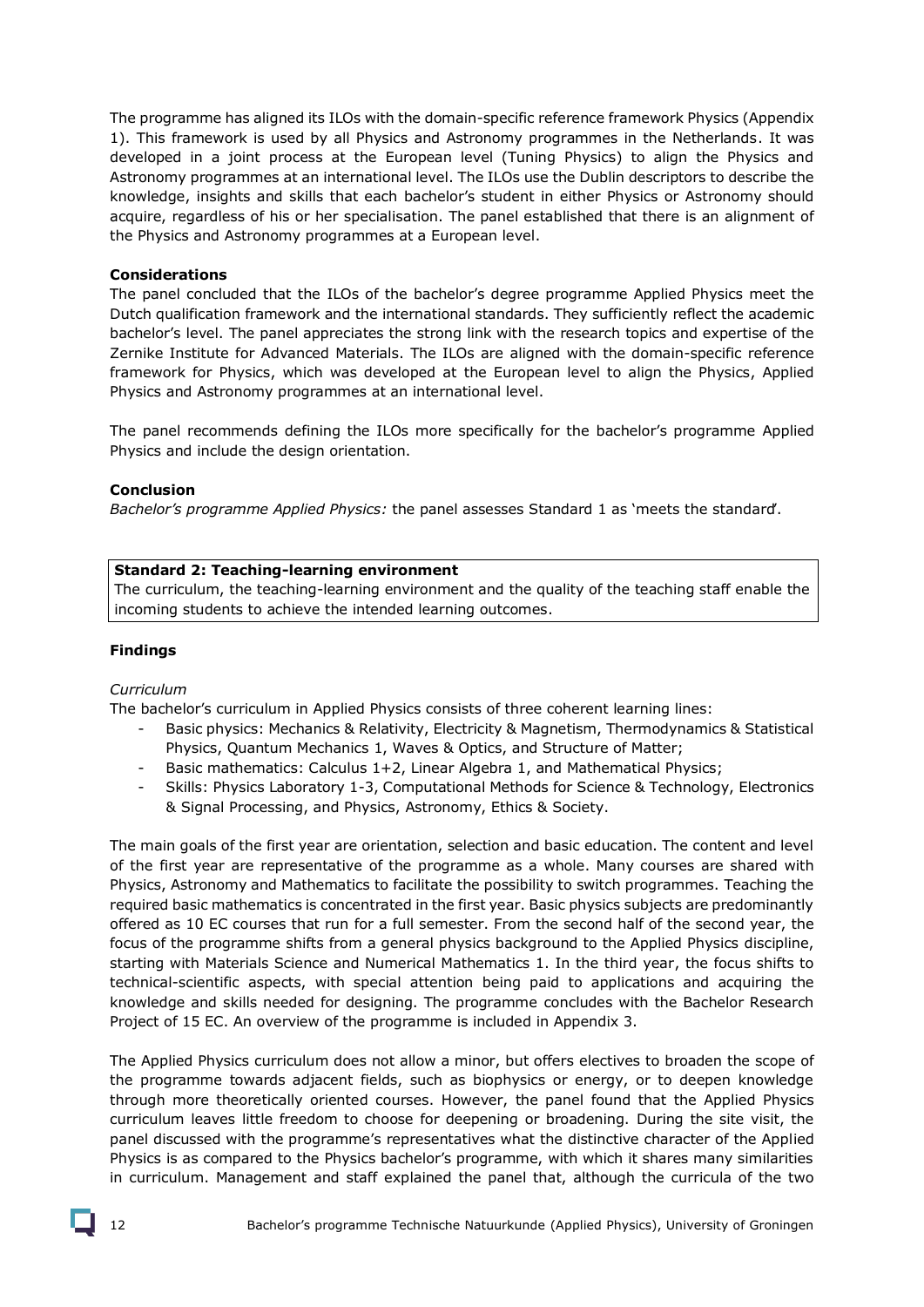The programme has aligned its ILOs with the domain-specific reference framework Physics (Appendix 1). This framework is used by all Physics and Astronomy programmes in the Netherlands. It was developed in a joint process at the European level (Tuning Physics) to align the Physics and Astronomy programmes at an international level. The ILOs use the Dublin descriptors to describe the knowledge, insights and skills that each bachelor's student in either Physics or Astronomy should acquire, regardless of his or her specialisation. The panel established that there is an alignment of the Physics and Astronomy programmes at a European level.

**Considerations**

The panel concluded that the ILOs of the bachelor's degree programme Applied Physics meet the Dutch qualification framework and the international standards. They sufficiently reflect the academic bachelor's level. The panel appreciates the strong link with the research topics and expertise of the Zernike Institute for Advanced Materials. The ILOs are aligned with the domain-specific reference framework for Physics, which was developed at the European level to align the Physics, Applied Physics and Astronomy programmes at an international level.

The panel recommends defining the ILOs more specifically for the bachelor's programme Applied Physics and include the design orientation.

**Conclusion**

*Bachelor's programme Applied Physics:* the panel assesses Standard 1 as 'meets the standard'.

| **Standard 2: Teaching-learning environment** |
|---|
| The curriculum, the teaching-learning environment and the quality of the teaching staff enable the incoming students to achieve the intended learning outcomes. |

**Findings**

*Curriculum*

The bachelor's curriculum in Applied Physics consists of three coherent learning lines:

- Basic physics: Mechanics & Relativity, Electricity & Magnetism, Thermodynamics & Statistical Physics, Quantum Mechanics 1, Waves & Optics, and Structure of Matter;
- Basic mathematics: Calculus 1+2, Linear Algebra 1, and Mathematical Physics;
- Skills: Physics Laboratory 1-3, Computational Methods for Science & Technology, Electronics & Signal Processing, and Physics, Astronomy, Ethics & Society.

The main goals of the first year are orientation, selection and basic education. The content and level of the first year are representative of the programme as a whole. Many courses are shared with Physics, Astronomy and Mathematics to facilitate the possibility to switch programmes. Teaching the required basic mathematics is concentrated in the first year. Basic physics subjects are predominantly offered as 10 EC courses that run for a full semester. From the second half of the second year, the focus of the programme shifts from a general physics background to the Applied Physics discipline, starting with Materials Science and Numerical Mathematics 1. In the third year, the focus shifts to technical-scientific aspects, with special attention being paid to applications and acquiring the knowledge and skills needed for designing. The programme concludes with the Bachelor Research Project of 15 EC. An overview of the programme is included in Appendix 3.

The Applied Physics curriculum does not allow a minor, but offers electives to broaden the scope of the programme towards adjacent fields, such as biophysics or energy, or to deepen knowledge through more theoretically oriented courses. However, the panel found that the Applied Physics curriculum leaves little freedom to choose for deepening or broadening. During the site visit, the panel discussed with the programme's representatives what the distinctive character of the Applied Physics is as compared to the Physics bachelor's programme, with which it shares many similarities in curriculum. Management and staff explained the panel that, although the curricula of the two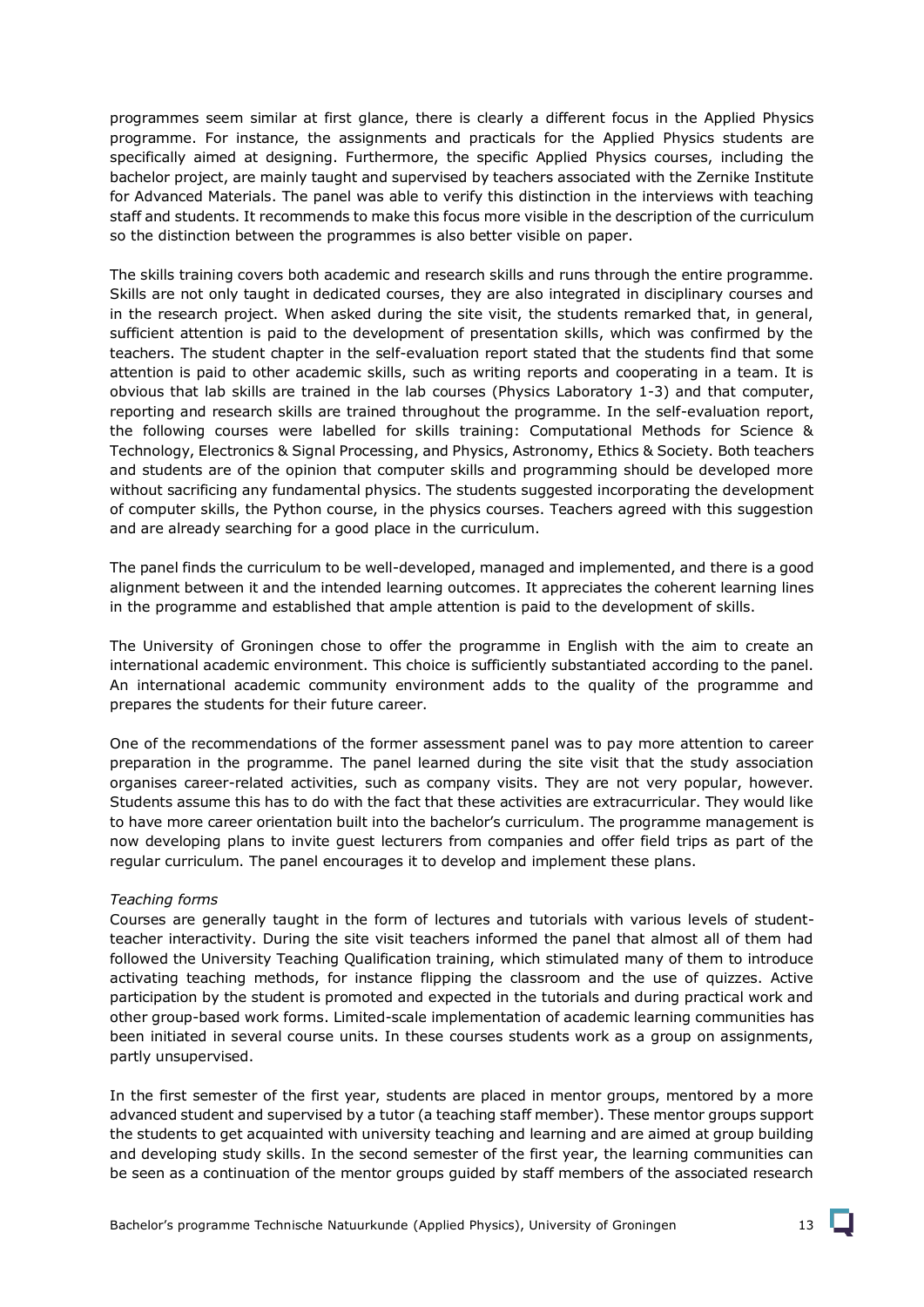programmes seem similar at first glance, there is clearly a different focus in the Applied Physics programme. For instance, the assignments and practicals for the Applied Physics students are specifically aimed at designing. Furthermore, the specific Applied Physics courses, including the bachelor project, are mainly taught and supervised by teachers associated with the Zernike Institute for Advanced Materials. The panel was able to verify this distinction in the interviews with teaching staff and students. It recommends to make this focus more visible in the description of the curriculum so the distinction between the programmes is also better visible on paper.

The skills training covers both academic and research skills and runs through the entire programme. Skills are not only taught in dedicated courses, they are also integrated in disciplinary courses and in the research project. When asked during the site visit, the students remarked that, in general, sufficient attention is paid to the development of presentation skills, which was confirmed by the teachers. The student chapter in the self-evaluation report stated that the students find that some attention is paid to other academic skills, such as writing reports and cooperating in a team. It is obvious that lab skills are trained in the lab courses (Physics Laboratory 1-3) and that computer, reporting and research skills are trained throughout the programme. In the self-evaluation report, the following courses were labelled for skills training: Computational Methods for Science & Technology, Electronics & Signal Processing, and Physics, Astronomy, Ethics & Society. Both teachers and students are of the opinion that computer skills and programming should be developed more without sacrificing any fundamental physics. The students suggested incorporating the development of computer skills, the Python course, in the physics courses. Teachers agreed with this suggestion and are already searching for a good place in the curriculum.

The panel finds the curriculum to be well-developed, managed and implemented, and there is a good alignment between it and the intended learning outcomes. It appreciates the coherent learning lines in the programme and established that ample attention is paid to the development of skills.

The University of Groningen chose to offer the programme in English with the aim to create an international academic environment. This choice is sufficiently substantiated according to the panel. An international academic community environment adds to the quality of the programme and prepares the students for their future career.

One of the recommendations of the former assessment panel was to pay more attention to career preparation in the programme. The panel learned during the site visit that the study association organises career-related activities, such as company visits. They are not very popular, however. Students assume this has to do with the fact that these activities are extracurricular. They would like to have more career orientation built into the bachelor's curriculum. The programme management is now developing plans to invite guest lecturers from companies and offer field trips as part of the regular curriculum. The panel encourages it to develop and implement these plans.

*Teaching forms*

Courses are generally taught in the form of lectures and tutorials with various levels of student-teacher interactivity. During the site visit teachers informed the panel that almost all of them had followed the University Teaching Qualification training, which stimulated many of them to introduce activating teaching methods, for instance flipping the classroom and the use of quizzes. Active participation by the student is promoted and expected in the tutorials and during practical work and other group-based work forms. Limited-scale implementation of academic learning communities has been initiated in several course units. In these courses students work as a group on assignments, partly unsupervised.

In the first semester of the first year, students are placed in mentor groups, mentored by a more advanced student and supervised by a tutor (a teaching staff member). These mentor groups support the students to get acquainted with university teaching and learning and are aimed at group building and developing study skills. In the second semester of the first year, the learning communities can be seen as a continuation of the mentor groups guided by staff members of the associated research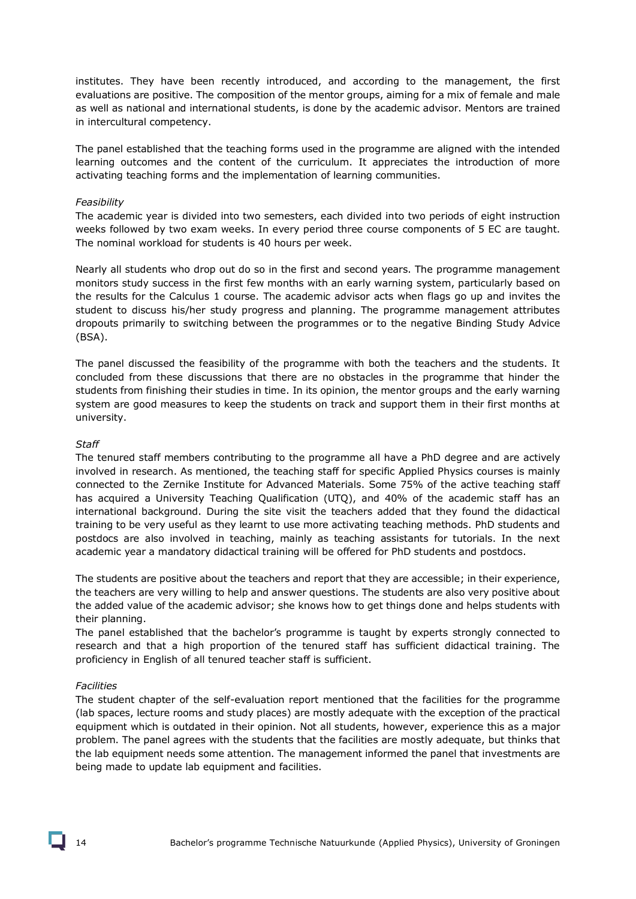institutes. They have been recently introduced, and according to the management, the first evaluations are positive. The composition of the mentor groups, aiming for a mix of female and male as well as national and international students, is done by the academic advisor. Mentors are trained in intercultural competency.

The panel established that the teaching forms used in the programme are aligned with the intended learning outcomes and the content of the curriculum. It appreciates the introduction of more activating teaching forms and the implementation of learning communities.

*Feasibility*

The academic year is divided into two semesters, each divided into two periods of eight instruction weeks followed by two exam weeks. In every period three course components of 5 EC are taught. The nominal workload for students is 40 hours per week.

Nearly all students who drop out do so in the first and second years. The programme management monitors study success in the first few months with an early warning system, particularly based on the results for the Calculus 1 course. The academic advisor acts when flags go up and invites the student to discuss his/her study progress and planning. The programme management attributes dropouts primarily to switching between the programmes or to the negative Binding Study Advice (BSA).

The panel discussed the feasibility of the programme with both the teachers and the students. It concluded from these discussions that there are no obstacles in the programme that hinder the students from finishing their studies in time. In its opinion, the mentor groups and the early warning system are good measures to keep the students on track and support them in their first months at university.

*Staff*

The tenured staff members contributing to the programme all have a PhD degree and are actively involved in research. As mentioned, the teaching staff for specific Applied Physics courses is mainly connected to the Zernike Institute for Advanced Materials. Some 75% of the active teaching staff has acquired a University Teaching Qualification (UTQ), and 40% of the academic staff has an international background. During the site visit the teachers added that they found the didactical training to be very useful as they learnt to use more activating teaching methods. PhD students and postdocs are also involved in teaching, mainly as teaching assistants for tutorials. In the next academic year a mandatory didactical training will be offered for PhD students and postdocs.

The students are positive about the teachers and report that they are accessible; in their experience, the teachers are very willing to help and answer questions. The students are also very positive about the added value of the academic advisor; she knows how to get things done and helps students with their planning.

The panel established that the bachelor's programme is taught by experts strongly connected to research and that a high proportion of the tenured staff has sufficient didactical training. The proficiency in English of all tenured teacher staff is sufficient.

*Facilities*

The student chapter of the self-evaluation report mentioned that the facilities for the programme (lab spaces, lecture rooms and study places) are mostly adequate with the exception of the practical equipment which is outdated in their opinion. Not all students, however, experience this as a major problem. The panel agrees with the students that the facilities are mostly adequate, but thinks that the lab equipment needs some attention. The management informed the panel that investments are being made to update lab equipment and facilities.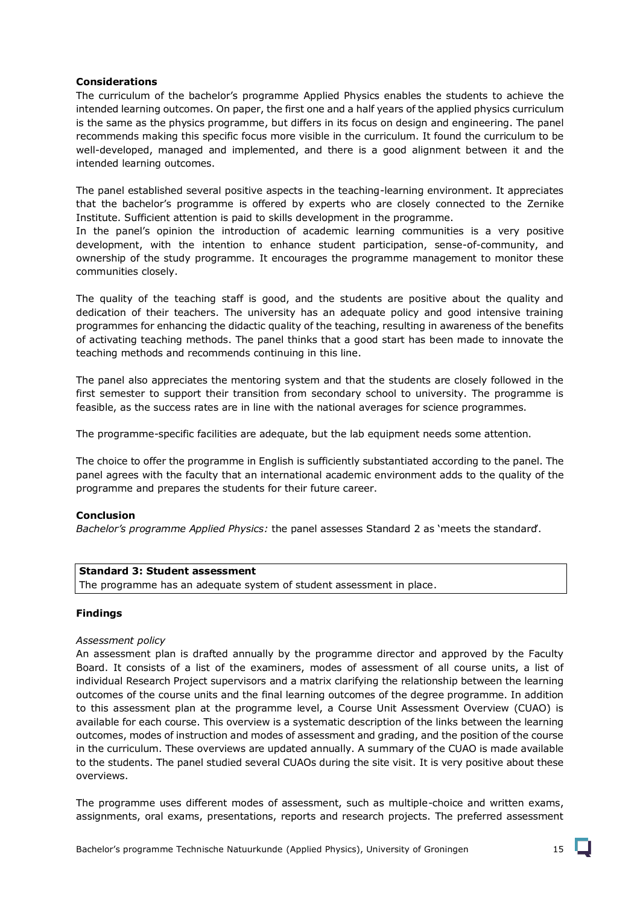**Considerations**

The curriculum of the bachelor's programme Applied Physics enables the students to achieve the intended learning outcomes. On paper, the first one and a half years of the applied physics curriculum is the same as the physics programme, but differs in its focus on design and engineering. The panel recommends making this specific focus more visible in the curriculum. It found the curriculum to be well-developed, managed and implemented, and there is a good alignment between it and the intended learning outcomes.

The panel established several positive aspects in the teaching-learning environment. It appreciates that the bachelor's programme is offered by experts who are closely connected to the Zernike Institute. Sufficient attention is paid to skills development in the programme.
In the panel's opinion the introduction of academic learning communities is a very positive development, with the intention to enhance student participation, sense-of-community, and ownership of the study programme. It encourages the programme management to monitor these communities closely.

The quality of the teaching staff is good, and the students are positive about the quality and dedication of their teachers. The university has an adequate policy and good intensive training programmes for enhancing the didactic quality of the teaching, resulting in awareness of the benefits of activating teaching methods. The panel thinks that a good start has been made to innovate the teaching methods and recommends continuing in this line.

The panel also appreciates the mentoring system and that the students are closely followed in the first semester to support their transition from secondary school to university. The programme is feasible, as the success rates are in line with the national averages for science programmes.

The programme-specific facilities are adequate, but the lab equipment needs some attention.

The choice to offer the programme in English is sufficiently substantiated according to the panel. The panel agrees with the faculty that an international academic environment adds to the quality of the programme and prepares the students for their future career.

**Conclusion**

*Bachelor's programme Applied Physics:* the panel assesses Standard 2 as 'meets the standard'.

**Standard 3: Student assessment**
The programme has an adequate system of student assessment in place.

**Findings**

*Assessment policy*

An assessment plan is drafted annually by the programme director and approved by the Faculty Board. It consists of a list of the examiners, modes of assessment of all course units, a list of individual Research Project supervisors and a matrix clarifying the relationship between the learning outcomes of the course units and the final learning outcomes of the degree programme. In addition to this assessment plan at the programme level, a Course Unit Assessment Overview (CUAO) is available for each course. This overview is a systematic description of the links between the learning outcomes, modes of instruction and modes of assessment and grading, and the position of the course in the curriculum. These overviews are updated annually. A summary of the CUAO is made available to the students. The panel studied several CUAOs during the site visit. It is very positive about these overviews.

The programme uses different modes of assessment, such as multiple-choice and written exams, assignments, oral exams, presentations, reports and research projects. The preferred assessment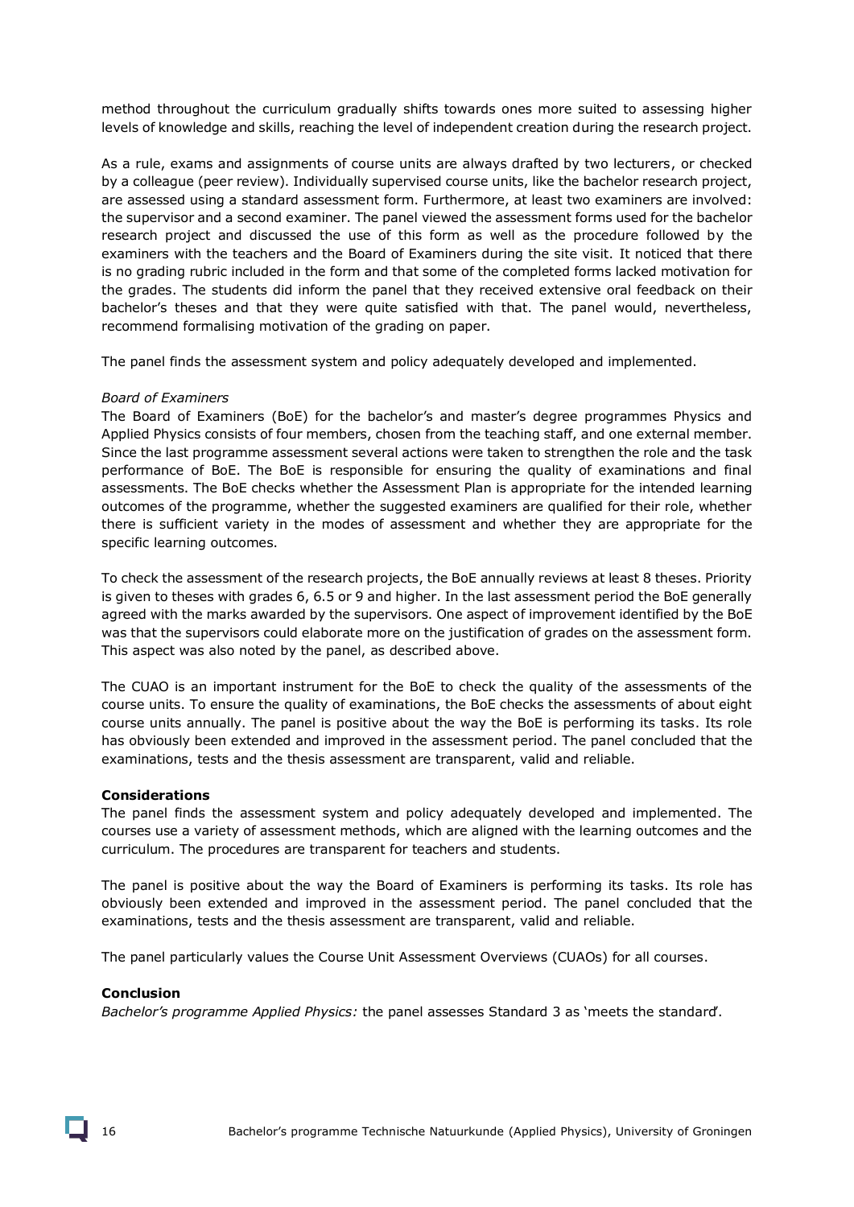method throughout the curriculum gradually shifts towards ones more suited to assessing higher levels of knowledge and skills, reaching the level of independent creation during the research project.

As a rule, exams and assignments of course units are always drafted by two lecturers, or checked by a colleague (peer review). Individually supervised course units, like the bachelor research project, are assessed using a standard assessment form. Furthermore, at least two examiners are involved: the supervisor and a second examiner. The panel viewed the assessment forms used for the bachelor research project and discussed the use of this form as well as the procedure followed by the examiners with the teachers and the Board of Examiners during the site visit. It noticed that there is no grading rubric included in the form and that some of the completed forms lacked motivation for the grades. The students did inform the panel that they received extensive oral feedback on their bachelor's theses and that they were quite satisfied with that. The panel would, nevertheless, recommend formalising motivation of the grading on paper.

The panel finds the assessment system and policy adequately developed and implemented.

*Board of Examiners*

The Board of Examiners (BoE) for the bachelor's and master's degree programmes Physics and Applied Physics consists of four members, chosen from the teaching staff, and one external member. Since the last programme assessment several actions were taken to strengthen the role and the task performance of BoE. The BoE is responsible for ensuring the quality of examinations and final assessments. The BoE checks whether the Assessment Plan is appropriate for the intended learning outcomes of the programme, whether the suggested examiners are qualified for their role, whether there is sufficient variety in the modes of assessment and whether they are appropriate for the specific learning outcomes.

To check the assessment of the research projects, the BoE annually reviews at least 8 theses. Priority is given to theses with grades 6, 6.5 or 9 and higher. In the last assessment period the BoE generally agreed with the marks awarded by the supervisors. One aspect of improvement identified by the BoE was that the supervisors could elaborate more on the justification of grades on the assessment form. This aspect was also noted by the panel, as described above.

The CUAO is an important instrument for the BoE to check the quality of the assessments of the course units. To ensure the quality of examinations, the BoE checks the assessments of about eight course units annually. The panel is positive about the way the BoE is performing its tasks. Its role has obviously been extended and improved in the assessment period. The panel concluded that the examinations, tests and the thesis assessment are transparent, valid and reliable.

**Considerations**

The panel finds the assessment system and policy adequately developed and implemented. The courses use a variety of assessment methods, which are aligned with the learning outcomes and the curriculum. The procedures are transparent for teachers and students.

The panel is positive about the way the Board of Examiners is performing its tasks. Its role has obviously been extended and improved in the assessment period. The panel concluded that the examinations, tests and the thesis assessment are transparent, valid and reliable.

The panel particularly values the Course Unit Assessment Overviews (CUAOs) for all courses.

**Conclusion**

*Bachelor's programme Applied Physics:* the panel assesses Standard 3 as 'meets the standard'.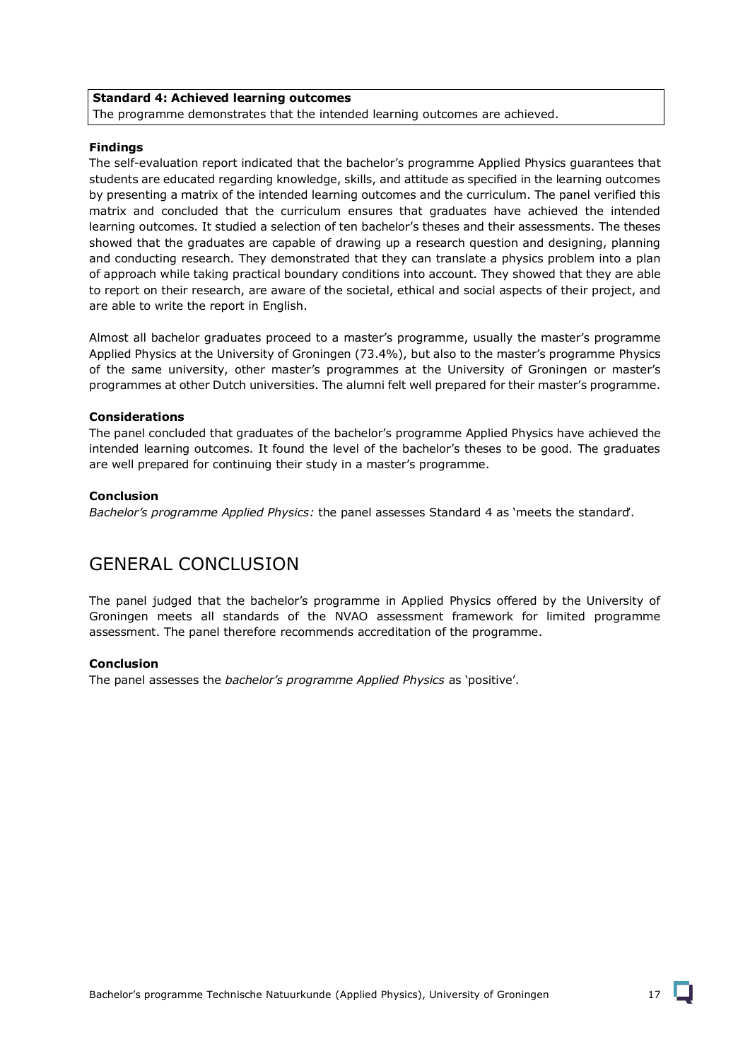**Standard 4: Achieved learning outcomes**
The programme demonstrates that the intended learning outcomes are achieved.

**Findings**
The self-evaluation report indicated that the bachelor's programme Applied Physics guarantees that students are educated regarding knowledge, skills, and attitude as specified in the learning outcomes by presenting a matrix of the intended learning outcomes and the curriculum. The panel verified this matrix and concluded that the curriculum ensures that graduates have achieved the intended learning outcomes. It studied a selection of ten bachelor's theses and their assessments. The theses showed that the graduates are capable of drawing up a research question and designing, planning and conducting research. They demonstrated that they can translate a physics problem into a plan of approach while taking practical boundary conditions into account. They showed that they are able to report on their research, are aware of the societal, ethical and social aspects of their project, and are able to write the report in English.

Almost all bachelor graduates proceed to a master's programme, usually the master's programme Applied Physics at the University of Groningen (73.4%), but also to the master's programme Physics of the same university, other master's programmes at the University of Groningen or master's programmes at other Dutch universities. The alumni felt well prepared for their master's programme.

**Considerations**
The panel concluded that graduates of the bachelor's programme Applied Physics have achieved the intended learning outcomes. It found the level of the bachelor's theses to be good. The graduates are well prepared for continuing their study in a master's programme.

**Conclusion**
*Bachelor's programme Applied Physics:* the panel assesses Standard 4 as 'meets the standard'.

# GENERAL CONCLUSION

The panel judged that the bachelor's programme in Applied Physics offered by the University of Groningen meets all standards of the NVAO assessment framework for limited programme assessment. The panel therefore recommends accreditation of the programme.

**Conclusion**
The panel assesses the *bachelor's programme Applied Physics* as 'positive'.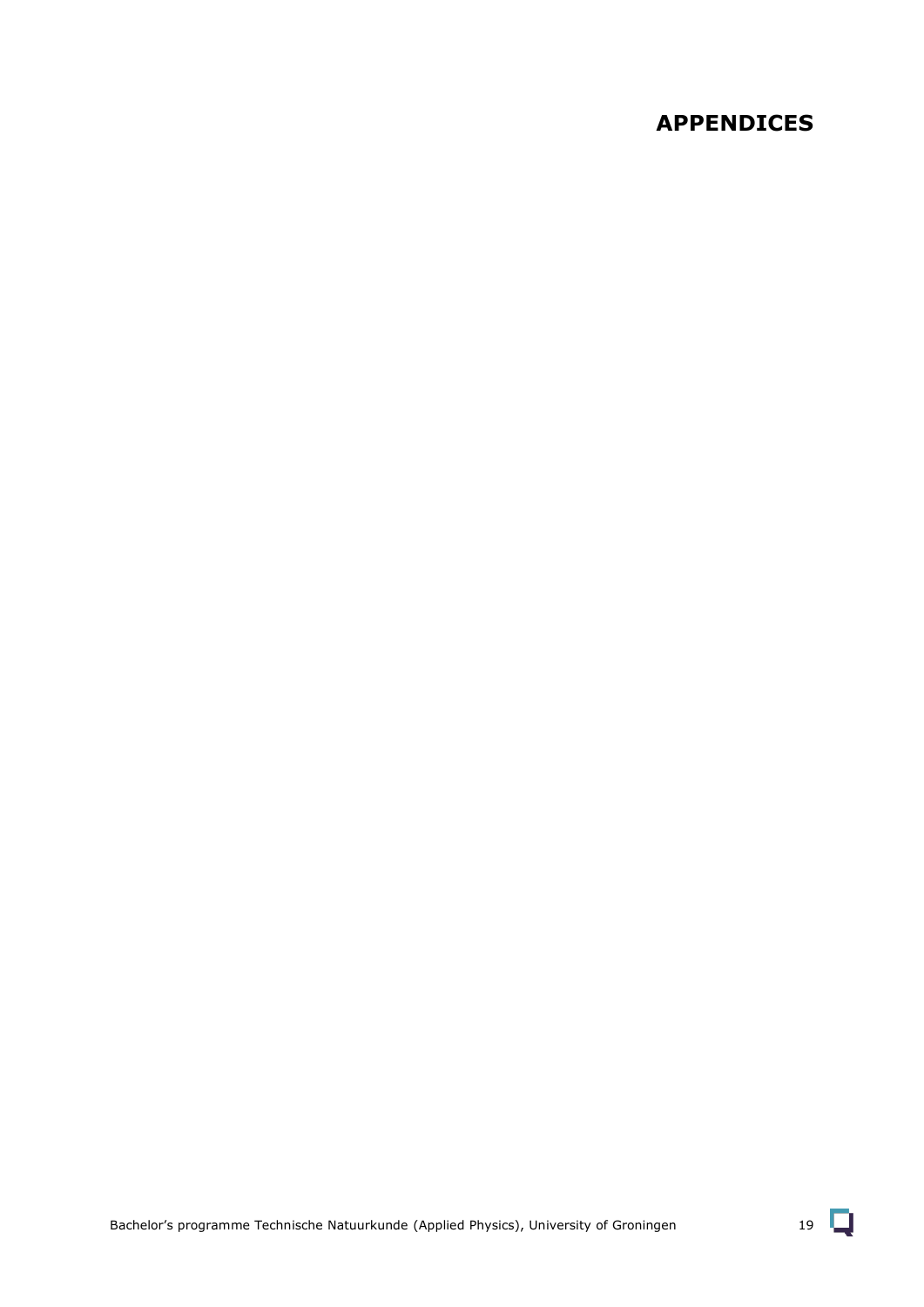# APPENDICES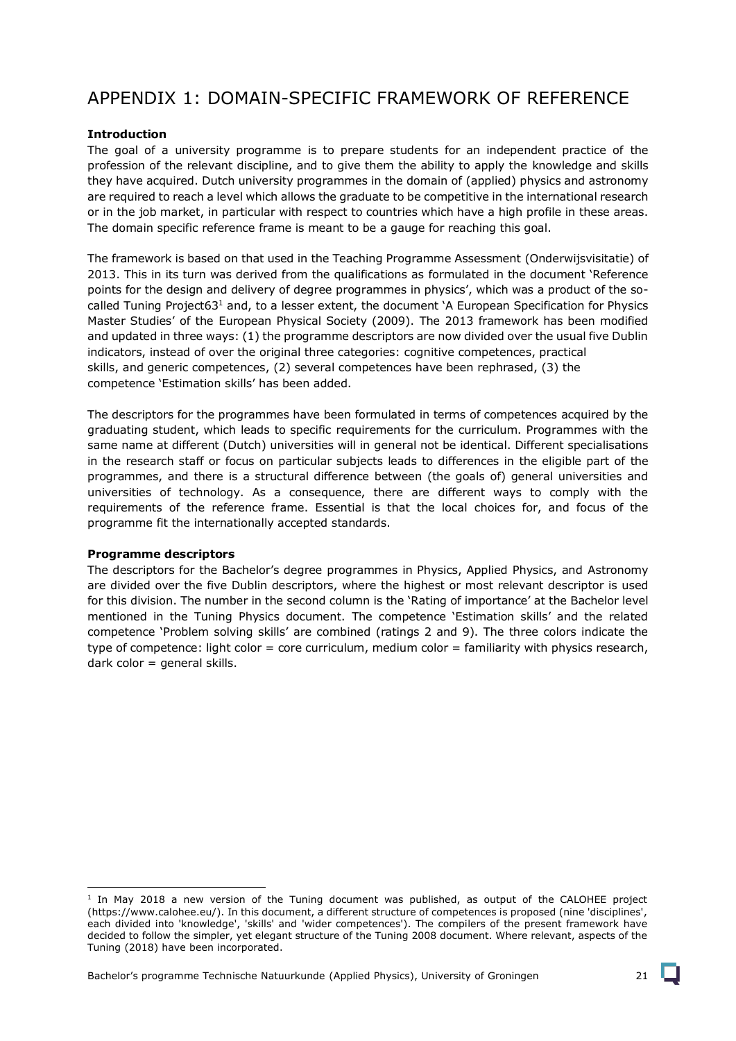# APPENDIX 1: DOMAIN-SPECIFIC FRAMEWORK OF REFERENCE

**Introduction**

The goal of a university programme is to prepare students for an independent practice of the profession of the relevant discipline, and to give them the ability to apply the knowledge and skills they have acquired. Dutch university programmes in the domain of (applied) physics and astronomy are required to reach a level which allows the graduate to be competitive in the international research or in the job market, in particular with respect to countries which have a high profile in these areas. The domain specific reference frame is meant to be a gauge for reaching this goal.

The framework is based on that used in the Teaching Programme Assessment (Onderwijsvisitatie) of 2013. This in its turn was derived from the qualifications as formulated in the document 'Reference points for the design and delivery of degree programmes in physics', which was a product of the so-called Tuning Project63[1] and, to a lesser extent, the document 'A European Specification for Physics Master Studies' of the European Physical Society (2009). The 2013 framework has been modified and updated in three ways: (1) the programme descriptors are now divided over the usual five Dublin indicators, instead of over the original three categories: cognitive competences, practical skills, and generic competences, (2) several competences have been rephrased, (3) the competence 'Estimation skills' has been added.

The descriptors for the programmes have been formulated in terms of competences acquired by the graduating student, which leads to specific requirements for the curriculum. Programmes with the same name at different (Dutch) universities will in general not be identical. Different specialisations in the research staff or focus on particular subjects leads to differences in the eligible part of the programmes, and there is a structural difference between (the goals of) general universities and universities of technology. As a consequence, there are different ways to comply with the requirements of the reference frame. Essential is that the local choices for, and focus of the programme fit the internationally accepted standards.

**Programme descriptors**

The descriptors for the Bachelor's degree programmes in Physics, Applied Physics, and Astronomy are divided over the five Dublin descriptors, where the highest or most relevant descriptor is used for this division. The number in the second column is the 'Rating of importance' at the Bachelor level mentioned in the Tuning Physics document. The competence 'Estimation skills' and the related competence 'Problem solving skills' are combined (ratings 2 and 9). The three colors indicate the type of competence: light color = core curriculum, medium color = familiarity with physics research, dark color = general skills.

[1] In May 2018 a new version of the Tuning document was published, as output of the CALOHEE project (https://www.calohee.eu/). In this document, a different structure of competences is proposed (nine 'disciplines', each divided into 'knowledge', 'skills' and 'wider competences'). The compilers of the present framework have decided to follow the simpler, yet elegant structure of the Tuning 2008 document. Where relevant, aspects of the Tuning (2018) have been incorporated.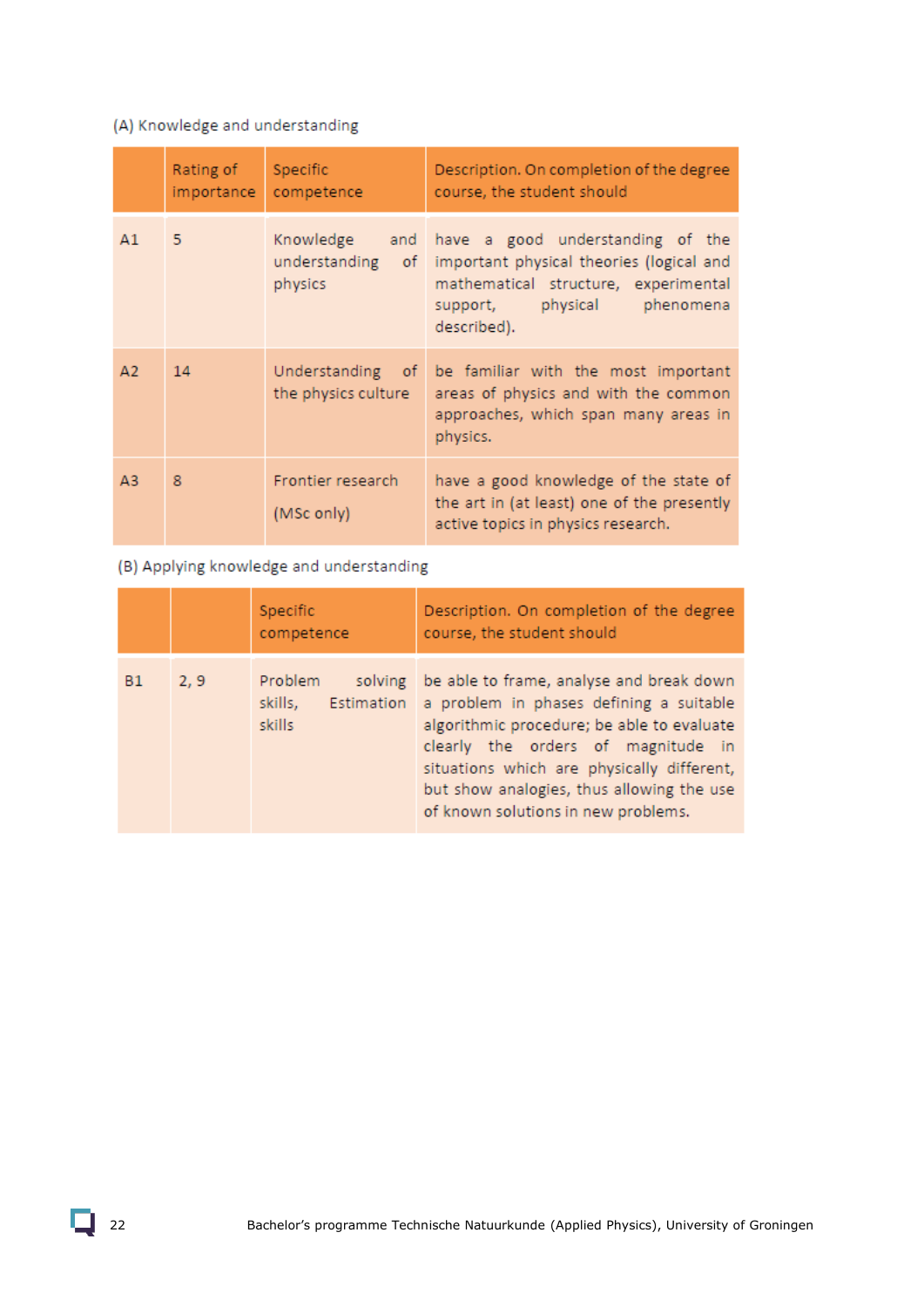(A) Knowledge and understanding

| | Rating of importance | Specific competence | Description. On completion of the degree course, the student should |
|---|---|---|---|
| A1 | 5 | Knowledge and understanding of physics | have a good understanding of the important physical theories (logical and mathematical structure, experimental support, physical phenomena described). |
| A2 | 14 | Understanding of the physics culture | be familiar with the most important areas of physics and with the common approaches, which span many areas in physics. |
| A3 | 8 | Frontier research (MSc only) | have a good knowledge of the state of the art in (at least) one of the presently active topics in physics research. |

(B) Applying knowledge and understanding

| | | Specific competence | Description. On completion of the degree course, the student should |
|---|---|---|---|
| B1 | 2, 9 | Problem solving skills, Estimation skills | be able to frame, analyse and break down a problem in phases defining a suitable algorithmic procedure; be able to evaluate clearly the orders of magnitude in situations which are physically different, but show analogies, thus allowing the use of known solutions in new problems. |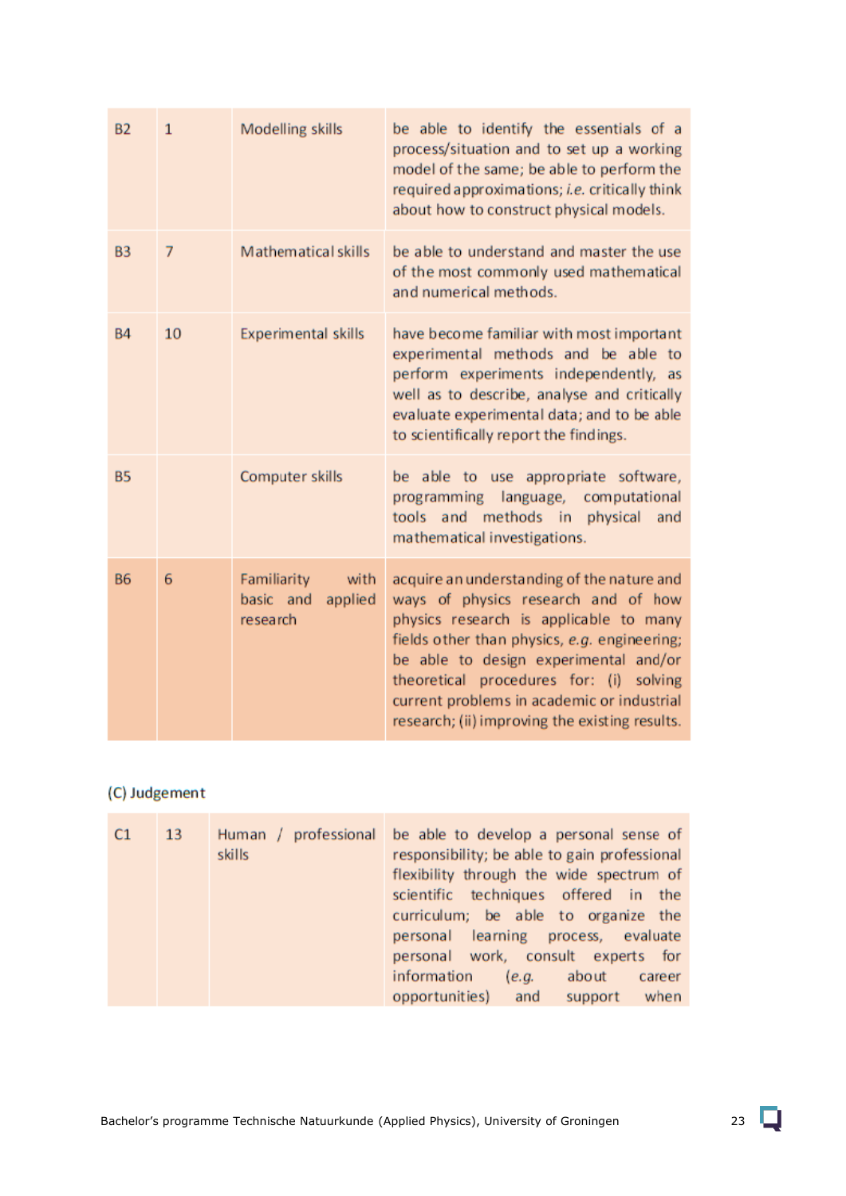| | | | |
|---|---|---|---|
| B2 | 1 | Modelling skills | be able to identify the essentials of a process/situation and to set up a working model of the same; be able to perform the required approximations; *i.e.* critically think about how to construct physical models. |
| B3 | 7 | Mathematical skills | be able to understand and master the use of the most commonly used mathematical and numerical methods. |
| B4 | 10 | Experimental skills | have become familiar with most important experimental methods and be able to perform experiments independently, as well as to describe, analyse and critically evaluate experimental data; and to be able to scientifically report the findings. |
| B5 | | Computer skills | be able to use appropriate software, programming language, computational tools and methods in physical and mathematical investigations. |
| B6 | 6 | Familiarity with basic and applied research | acquire an understanding of the nature and ways of physics research and of how physics research is applicable to many fields other than physics, *e.g.* engineering; be able to design experimental and/or theoretical procedures for: (i) solving current problems in academic or industrial research; (ii) improving the existing results. |

(C) Judgement

| | | | |
|---|---|---|---|
| C1 | 13 | Human / professional skills | be able to develop a personal sense of responsibility; be able to gain professional flexibility through the wide spectrum of scientific techniques offered in the curriculum; be able to organize the personal learning process, evaluate personal work, consult experts for information (*e.g.* about career opportunities) and support when |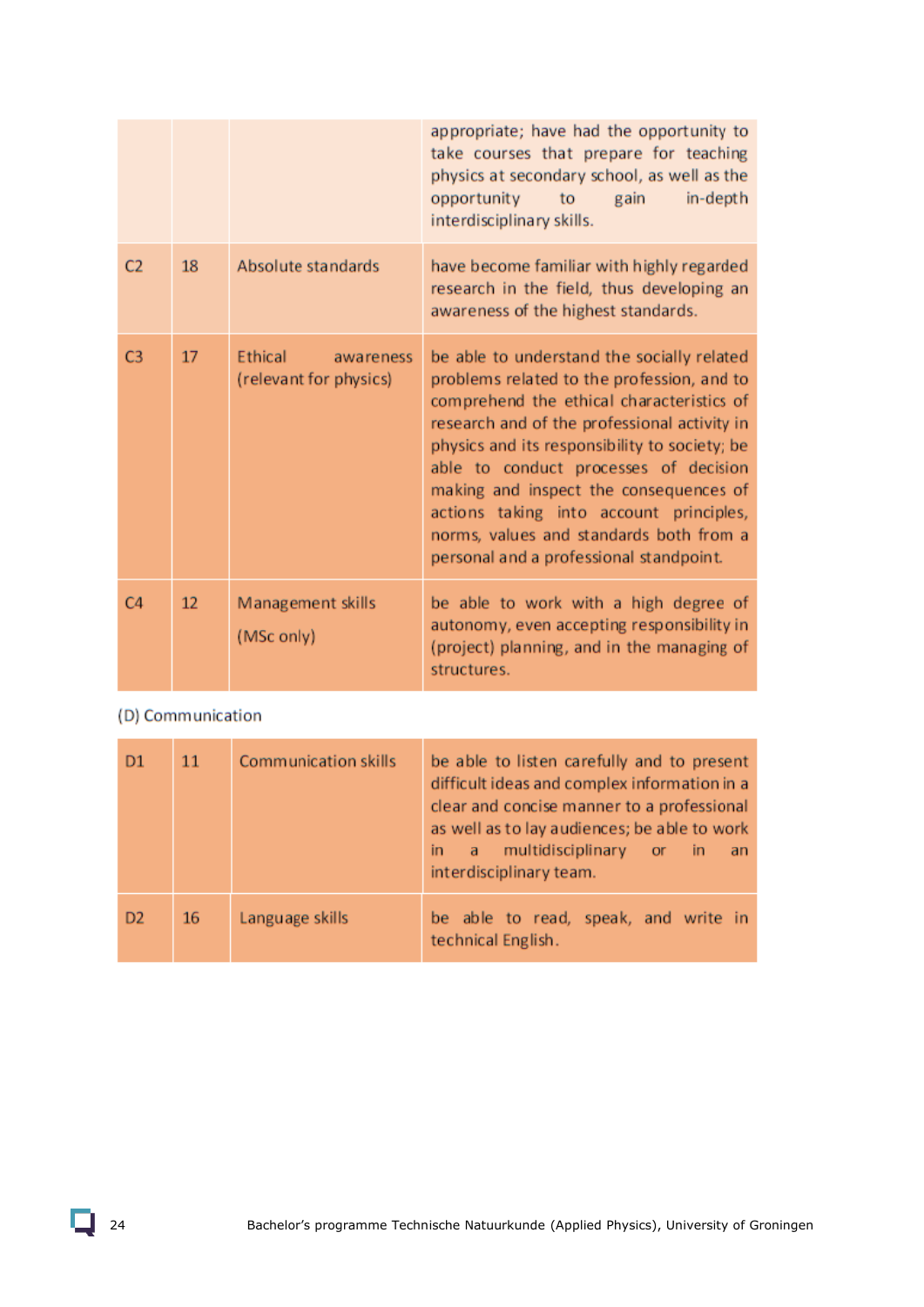| | | | |
|---|---|---|---|
| | | | appropriate; have had the opportunity to take courses that prepare for teaching physics at secondary school, as well as the opportunity to gain in-depth interdisciplinary skills. |
| C2 | 18 | Absolute standards | have become familiar with highly regarded research in the field, thus developing an awareness of the highest standards. |
| C3 | 17 | Ethical awareness (relevant for physics) | be able to understand the socially related problems related to the profession, and to comprehend the ethical characteristics of research and of the professional activity in physics and its responsibility to society; be able to conduct processes of decision making and inspect the consequences of actions taking into account principles, norms, values and standards both from a personal and a professional standpoint. |
| C4 | 12 | Management skills (MSc only) | be able to work with a high degree of autonomy, even accepting responsibility in (project) planning, and in the managing of structures. |

(D) Communication

| | | | |
|---|---|---|---|
| D1 | 11 | Communication skills | be able to listen carefully and to present difficult ideas and complex information in a clear and concise manner to a professional as well as to lay audiences; be able to work in a multidisciplinary or in an interdisciplinary team. |
| D2 | 16 | Language skills | be able to read, speak, and write in technical English. |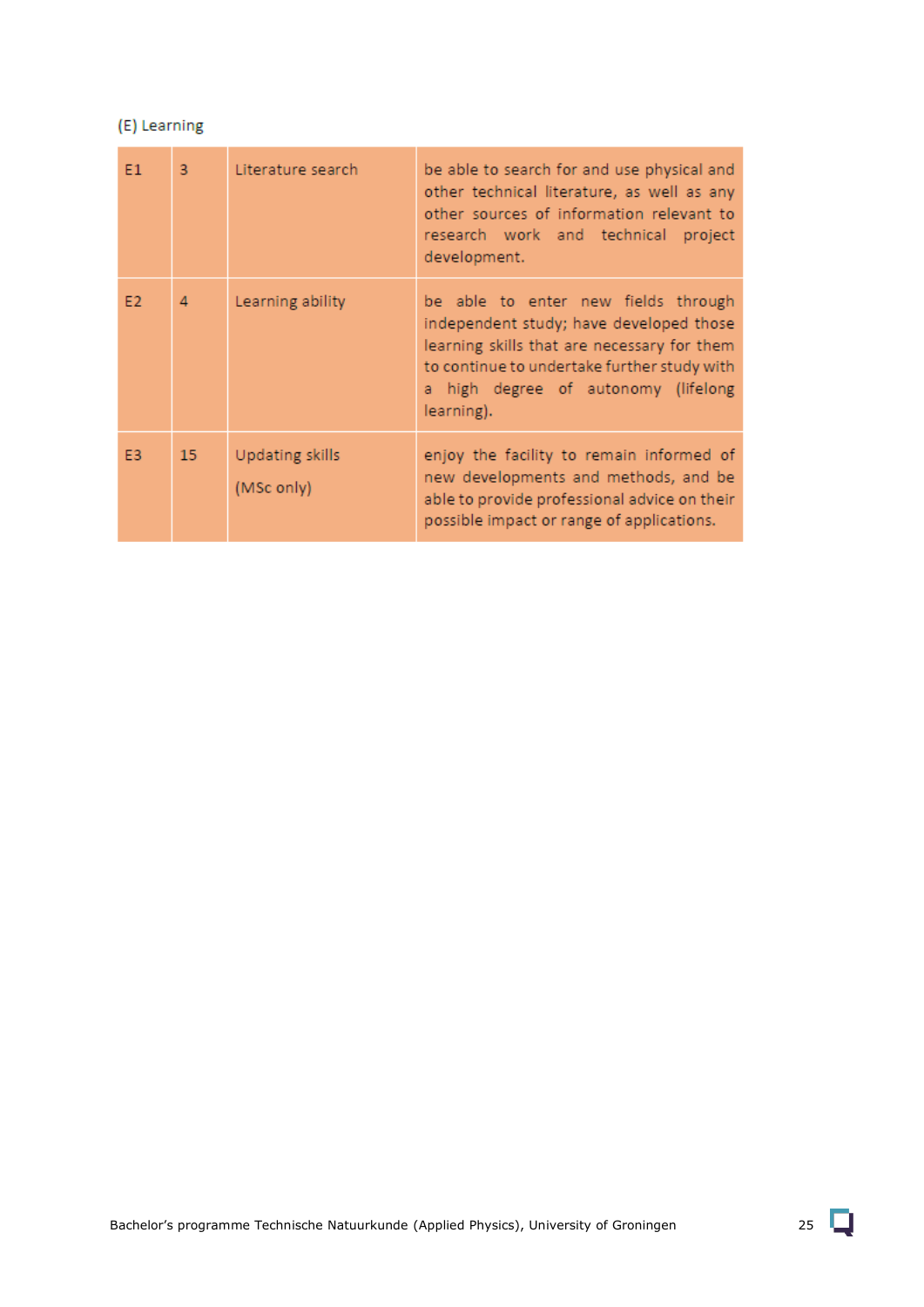(E) Learning

| | | | |
|---|---|---|---|
| E1 | 3 | Literature search | be able to search for and use physical and other technical literature, as well as any other sources of information relevant to research work and technical project development. |
| E2 | 4 | Learning ability | be able to enter new fields through independent study; have developed those learning skills that are necessary for them to continue to undertake further study with a high degree of autonomy (lifelong learning). |
| E3 | 15 | Updating skills (MSc only) | enjoy the facility to remain informed of new developments and methods, and be able to provide professional advice on their possible impact or range of applications. |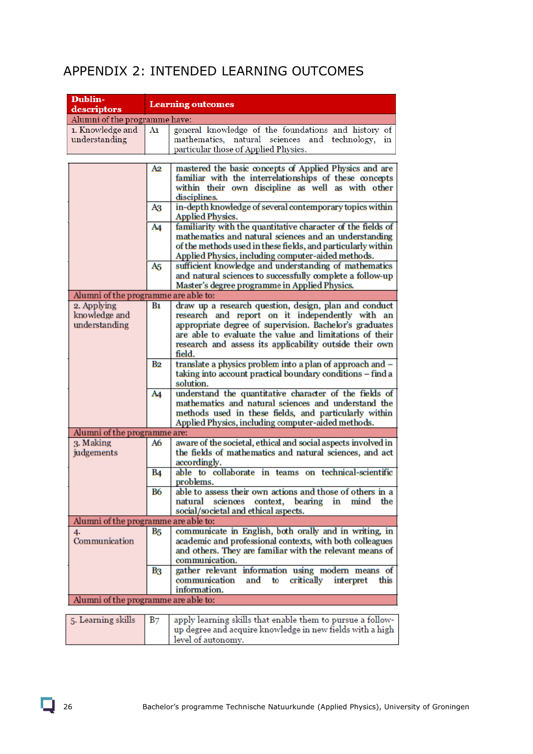# APPENDIX 2: INTENDED LEARNING OUTCOMES

| Dublin-descriptors | | Learning outcomes |
|---|---|---|
| Alumni of the programme have: | | |
| 1. Knowledge and understanding | A1 | general knowledge of the foundations and history of mathematics, natural sciences and technology, in particular those of Applied Physics. |
| | A2 | mastered the basic concepts of Applied Physics and are familiar with the interrelationships of these concepts within their own discipline as well as with other disciplines. |
| | A3 | in-depth knowledge of several contemporary topics within Applied Physics. |
| | A4 | familiarity with the quantitative character of the fields of mathematics and natural sciences and an understanding of the methods used in these fields, and particularly within Applied Physics, including computer-aided methods. |
| | A5 | sufficient knowledge and understanding of mathematics and natural sciences to successfully complete a follow-up Master's degree programme in Applied Physics. |
| Alumni of the programme are able to: | | |
| 2. Applying knowledge and understanding | B1 | draw up a research question, design, plan and conduct research and report on it independently with an appropriate degree of supervision. Bachelor's graduates are able to evaluate the value and limitations of their research and assess its applicability outside their own field. |
| | B2 | translate a physics problem into a plan of approach and – taking into account practical boundary conditions – find a solution. |
| | A4 | understand the quantitative character of the fields of mathematics and natural sciences and understand the methods used in these fields, and particularly within Applied Physics, including computer-aided methods. |
| Alumni of the programme are: | | |
| 3. Making judgements | A6 | aware of the societal, ethical and social aspects involved in the fields of mathematics and natural sciences, and act accordingly. |
| | B4 | able to collaborate in teams on technical-scientific problems. |
| | B6 | able to assess their own actions and those of others in a natural sciences context, bearing in mind the social/societal and ethical aspects. |
| Alumni of the programme are able to: | | |
| 4. Communication | B5 | communicate in English, both orally and in writing, in academic and professional contexts, with both colleagues and others. They are familiar with the relevant means of communication. |
| | B3 | gather relevant information using modern means of communication and to critically interpret this information. |
| Alumni of the programme are able to: | | |
| 5. Learning skills | B7 | apply learning skills that enable them to pursue a follow-up degree and acquire knowledge in new fields with a high level of autonomy. |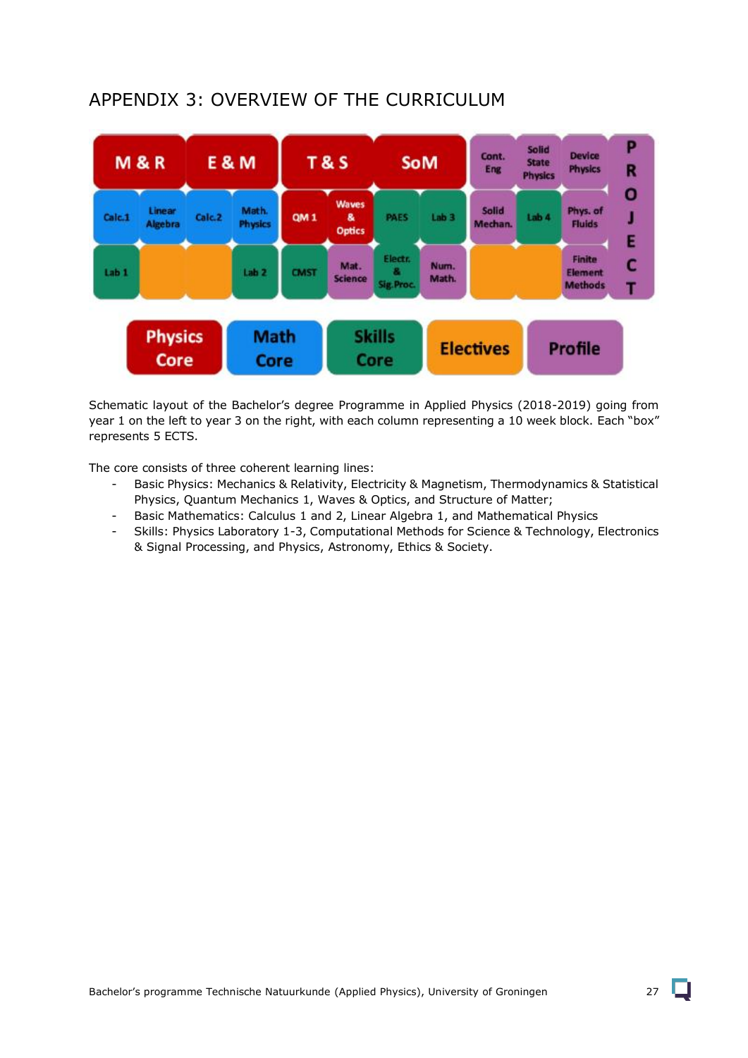# APPENDIX 3: OVERVIEW OF THE CURRICULUM

| M & R | | E & M | | T & S | | SoM | | Cont. Eng | Solid State Physics | Device Physics | PROJECT |
|---|---|---|---|---|---|---|---|---|---|---|---|
| Calc.1 | Linear Algebra | Calc.2 | Math. Physics | QM 1 | Waves & Optics | PAES | Lab 3 | Solid Mechan. | Lab 4 | Phys. of Fluids | |
| Lab 1 | | | Lab 2 | CMST | Mat. Science | Electr. & Sig.Proc. | Num. Math. | | | Finite Element Methods | |

Physics Core | Math Core | Skills Core | Electives | Profile

Schematic layout of the Bachelor's degree Programme in Applied Physics (2018-2019) going from year 1 on the left to year 3 on the right, with each column representing a 10 week block. Each "box" represents 5 ECTS.

The core consists of three coherent learning lines:

- Basic Physics: Mechanics & Relativity, Electricity & Magnetism, Thermodynamics & Statistical Physics, Quantum Mechanics 1, Waves & Optics, and Structure of Matter;
- Basic Mathematics: Calculus 1 and 2, Linear Algebra 1, and Mathematical Physics
- Skills: Physics Laboratory 1-3, Computational Methods for Science & Technology, Electronics & Signal Processing, and Physics, Astronomy, Ethics & Society.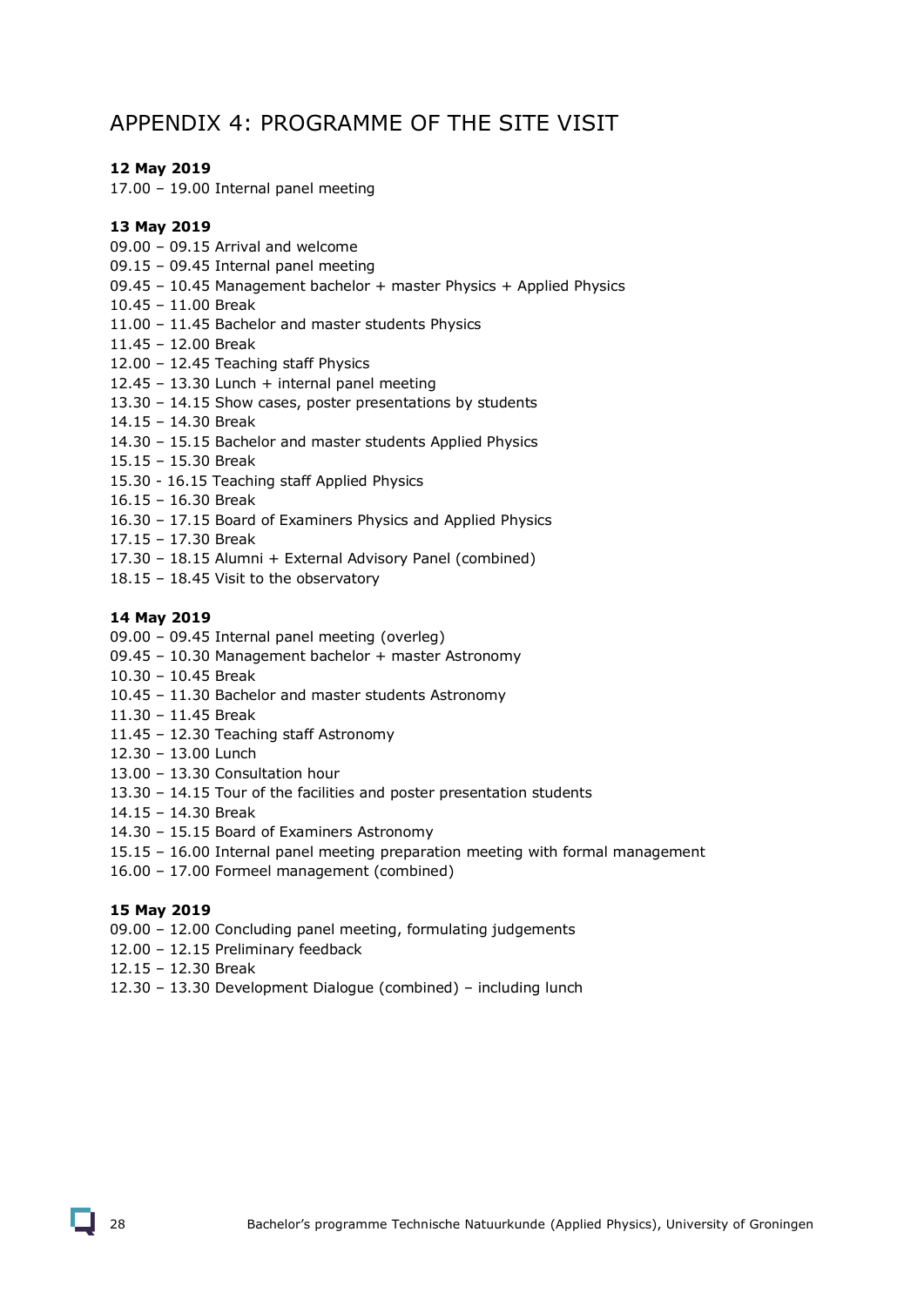# APPENDIX 4: PROGRAMME OF THE SITE VISIT

**12 May 2019**

17.00 – 19.00 Internal panel meeting

**13 May 2019**

09.00 – 09.15 Arrival and welcome
09.15 – 09.45 Internal panel meeting
09.45 – 10.45 Management bachelor + master Physics + Applied Physics
10.45 – 11.00 Break
11.00 – 11.45 Bachelor and master students Physics
11.45 – 12.00 Break
12.00 – 12.45 Teaching staff Physics
12.45 – 13.30 Lunch + internal panel meeting
13.30 – 14.15 Show cases, poster presentations by students
14.15 – 14.30 Break
14.30 – 15.15 Bachelor and master students Applied Physics
15.15 – 15.30 Break
15.30 - 16.15 Teaching staff Applied Physics
16.15 – 16.30 Break
16.30 – 17.15 Board of Examiners Physics and Applied Physics
17.15 – 17.30 Break
17.30 – 18.15 Alumni + External Advisory Panel (combined)
18.15 – 18.45 Visit to the observatory

**14 May 2019**

09.00 – 09.45 Internal panel meeting (overleg)
09.45 – 10.30 Management bachelor + master Astronomy
10.30 – 10.45 Break
10.45 – 11.30 Bachelor and master students Astronomy
11.30 – 11.45 Break
11.45 – 12.30 Teaching staff Astronomy
12.30 – 13.00 Lunch
13.00 – 13.30 Consultation hour
13.30 – 14.15 Tour of the facilities and poster presentation students
14.15 – 14.30 Break
14.30 – 15.15 Board of Examiners Astronomy
15.15 – 16.00 Internal panel meeting preparation meeting with formal management
16.00 – 17.00 Formeel management (combined)

**15 May 2019**

09.00 – 12.00 Concluding panel meeting, formulating judgements
12.00 – 12.15 Preliminary feedback
12.15 – 12.30 Break
12.30 – 13.30 Development Dialogue (combined) – including lunch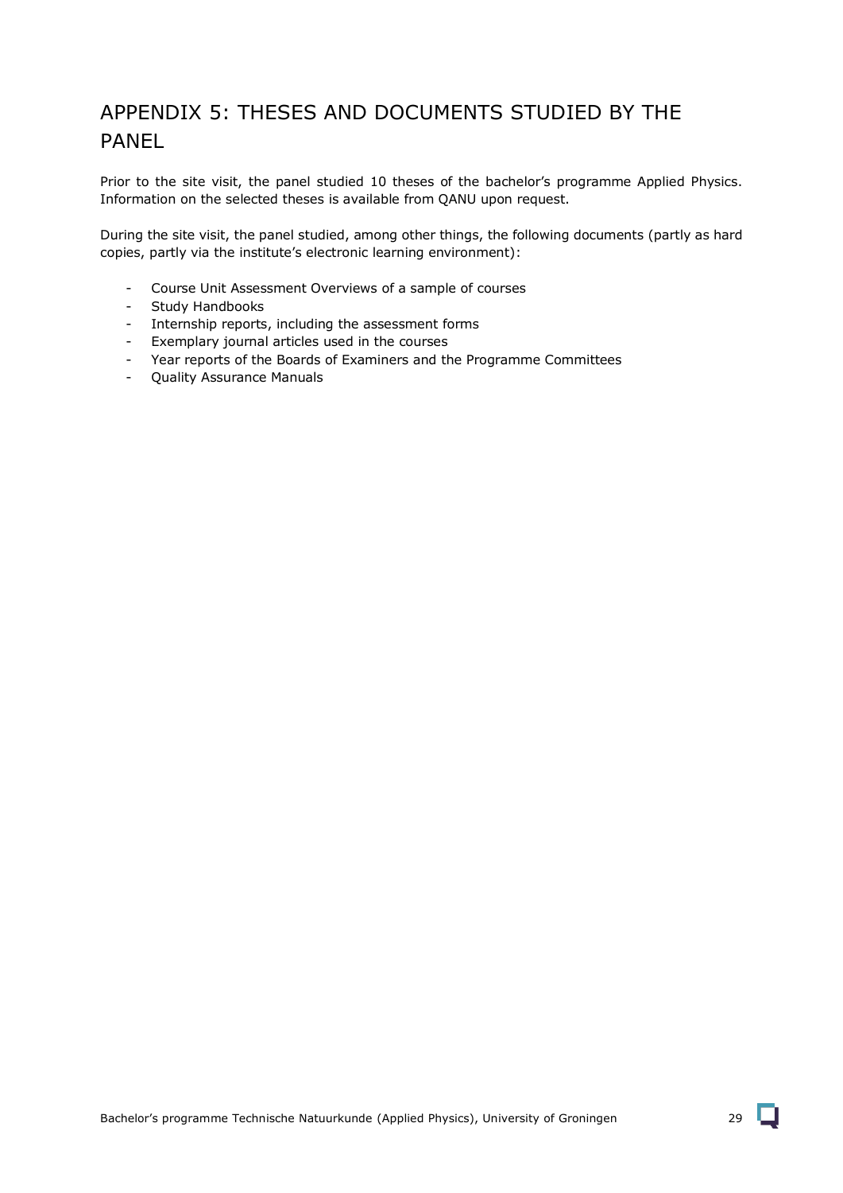# APPENDIX 5: THESES AND DOCUMENTS STUDIED BY THE PANEL

Prior to the site visit, the panel studied 10 theses of the bachelor's programme Applied Physics. Information on the selected theses is available from QANU upon request.

During the site visit, the panel studied, among other things, the following documents (partly as hard copies, partly via the institute's electronic learning environment):

- Course Unit Assessment Overviews of a sample of courses
- Study Handbooks
- Internship reports, including the assessment forms
- Exemplary journal articles used in the courses
- Year reports of the Boards of Examiners and the Programme Committees
- Quality Assurance Manuals